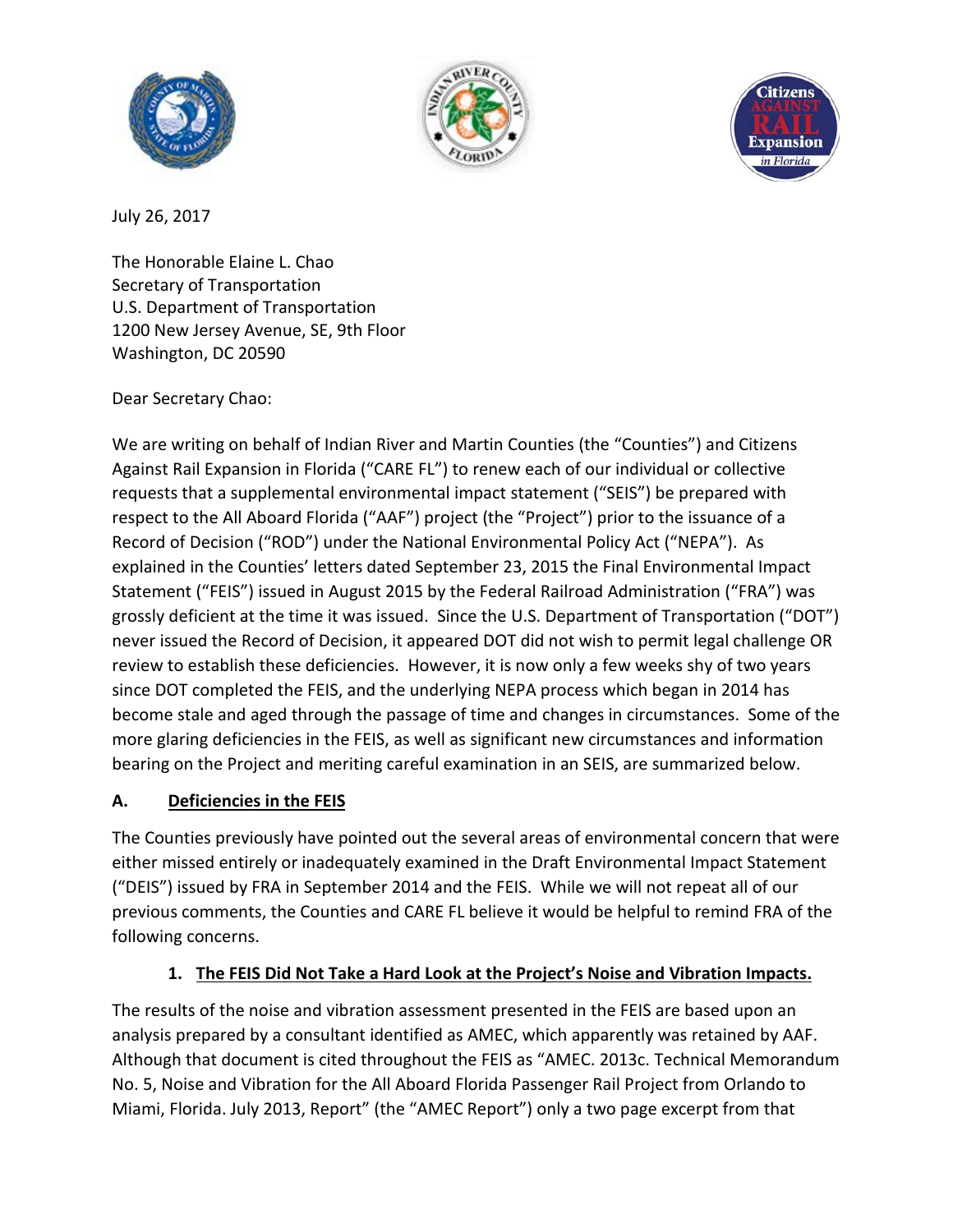July 26, 2017

The Honorable Elaine L. Chao
Secretary of Transportation
U.S. Department of Transportation
1200 New Jersey Avenue, SE, 9th Floor
Washington, DC 20590

Dear Secretary Chao:

We are writing on behalf of Indian River and Martin Counties (the "Counties") and Citizens Against Rail Expansion in Florida ("CARE FL") to renew each of our individual or collective requests that a supplemental environmental impact statement ("SEIS") be prepared with respect to the All Aboard Florida ("AAF") project (the "Project") prior to the issuance of a Record of Decision ("ROD") under the National Environmental Policy Act ("NEPA"). As explained in the Counties' letters dated September 23, 2015 the Final Environmental Impact Statement ("FEIS") issued in August 2015 by the Federal Railroad Administration ("FRA") was grossly deficient at the time it was issued. Since the U.S. Department of Transportation ("DOT") never issued the Record of Decision, it appeared DOT did not wish to permit legal challenge OR review to establish these deficiencies. However, it is now only a few weeks shy of two years since DOT completed the FEIS, and the underlying NEPA process which began in 2014 has become stale and aged through the passage of time and changes in circumstances. Some of the more glaring deficiencies in the FEIS, as well as significant new circumstances and information bearing on the Project and meriting careful examination in an SEIS, are summarized below.

## A. <u>Deficiencies in the FEIS</u>

The Counties previously have pointed out the several areas of environmental concern that were either missed entirely or inadequately examined in the Draft Environmental Impact Statement ("DEIS") issued by FRA in September 2014 and the FEIS. While we will not repeat all of our previous comments, the Counties and CARE FL believe it would be helpful to remind FRA of the following concerns.

### 1. <u>The FEIS Did Not Take a Hard Look at the Project's Noise and Vibration Impacts.</u>

The results of the noise and vibration assessment presented in the FEIS are based upon an analysis prepared by a consultant identified as AMEC, which apparently was retained by AAF. Although that document is cited throughout the FEIS as "AMEC. 2013c. Technical Memorandum No. 5, Noise and Vibration for the All Aboard Florida Passenger Rail Project from Orlando to Miami, Florida. July 2013, Report" (the "AMEC Report") only a two page excerpt from that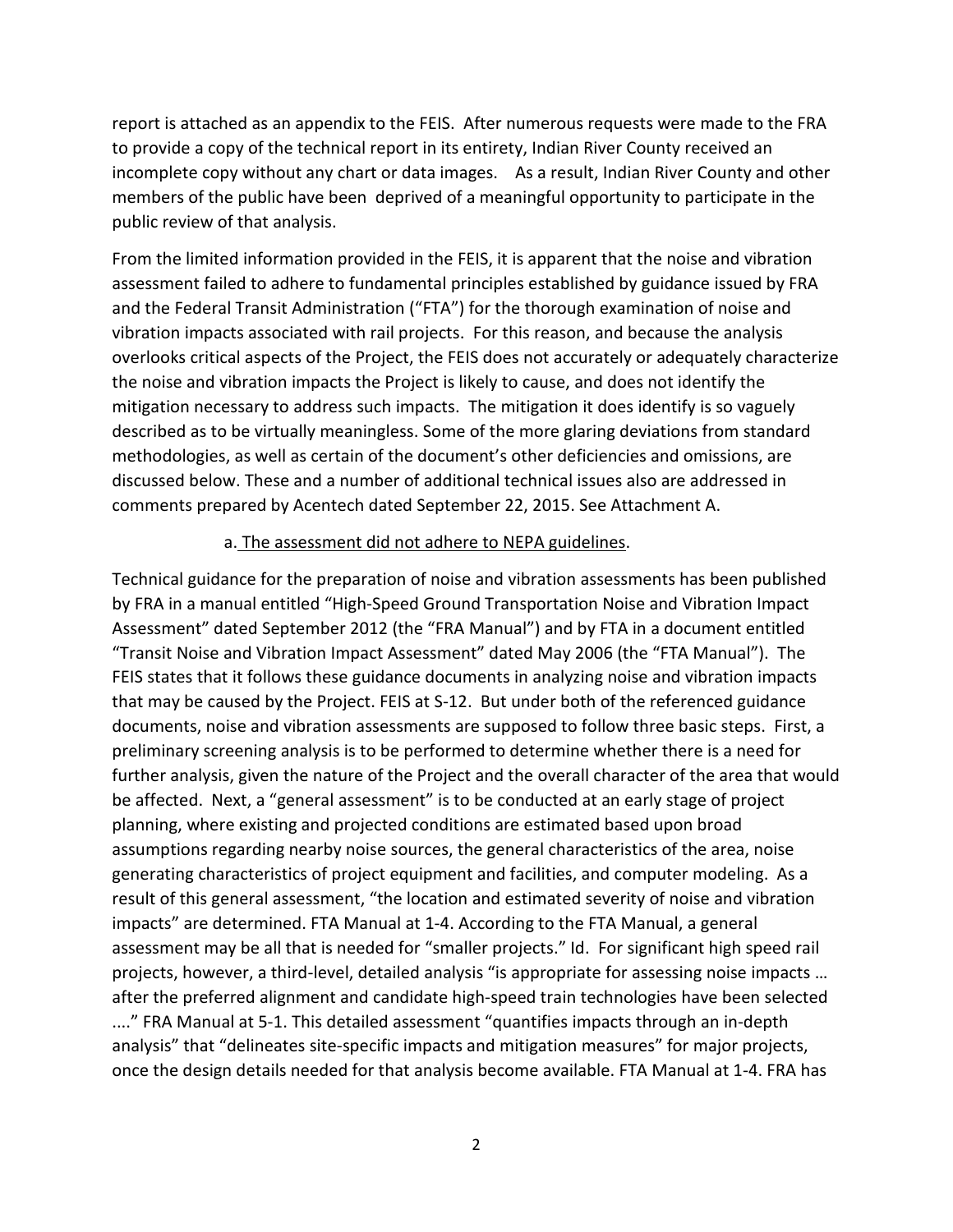report is attached as an appendix to the FEIS. After numerous requests were made to the FRA to provide a copy of the technical report in its entirety, Indian River County received an incomplete copy without any chart or data images. As a result, Indian River County and other members of the public have been deprived of a meaningful opportunity to participate in the public review of that analysis.

From the limited information provided in the FEIS, it is apparent that the noise and vibration assessment failed to adhere to fundamental principles established by guidance issued by FRA and the Federal Transit Administration ("FTA") for the thorough examination of noise and vibration impacts associated with rail projects. For this reason, and because the analysis overlooks critical aspects of the Project, the FEIS does not accurately or adequately characterize the noise and vibration impacts the Project is likely to cause, and does not identify the mitigation necessary to address such impacts. The mitigation it does identify is so vaguely described as to be virtually meaningless. Some of the more glaring deviations from standard methodologies, as well as certain of the document's other deficiencies and omissions, are discussed below. These and a number of additional technical issues also are addressed in comments prepared by Acentech dated September 22, 2015. See Attachment A.

a. <u>The assessment did not adhere to NEPA guidelines</u>.

Technical guidance for the preparation of noise and vibration assessments has been published by FRA in a manual entitled "High-Speed Ground Transportation Noise and Vibration Impact Assessment" dated September 2012 (the "FRA Manual") and by FTA in a document entitled "Transit Noise and Vibration Impact Assessment" dated May 2006 (the "FTA Manual"). The FEIS states that it follows these guidance documents in analyzing noise and vibration impacts that may be caused by the Project. FEIS at S-12. But under both of the referenced guidance documents, noise and vibration assessments are supposed to follow three basic steps. First, a preliminary screening analysis is to be performed to determine whether there is a need for further analysis, given the nature of the Project and the overall character of the area that would be affected. Next, a "general assessment" is to be conducted at an early stage of project planning, where existing and projected conditions are estimated based upon broad assumptions regarding nearby noise sources, the general characteristics of the area, noise generating characteristics of project equipment and facilities, and computer modeling. As a result of this general assessment, "the location and estimated severity of noise and vibration impacts" are determined. FTA Manual at 1-4. According to the FTA Manual, a general assessment may be all that is needed for "smaller projects." Id. For significant high speed rail projects, however, a third-level, detailed analysis "is appropriate for assessing noise impacts … after the preferred alignment and candidate high-speed train technologies have been selected ...." FRA Manual at 5-1. This detailed assessment "quantifies impacts through an in-depth analysis" that "delineates site-specific impacts and mitigation measures" for major projects, once the design details needed for that analysis become available. FTA Manual at 1-4. FRA has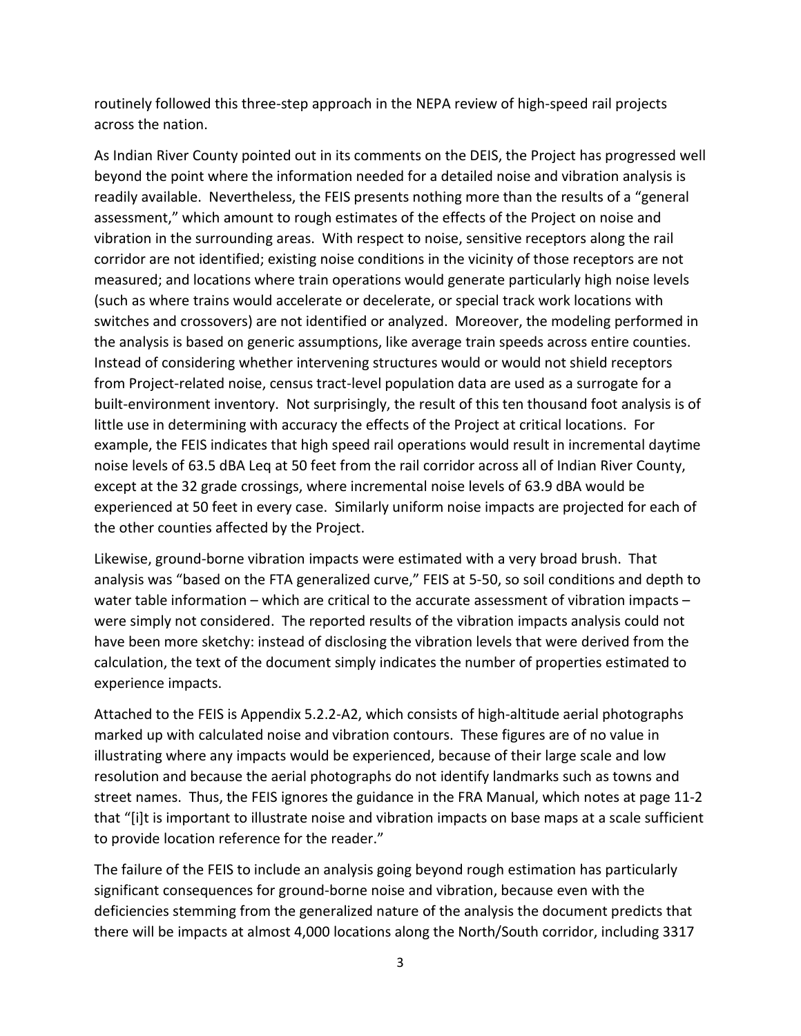routinely followed this three-step approach in the NEPA review of high-speed rail projects across the nation.

As Indian River County pointed out in its comments on the DEIS, the Project has progressed well beyond the point where the information needed for a detailed noise and vibration analysis is readily available. Nevertheless, the FEIS presents nothing more than the results of a "general assessment," which amount to rough estimates of the effects of the Project on noise and vibration in the surrounding areas. With respect to noise, sensitive receptors along the rail corridor are not identified; existing noise conditions in the vicinity of those receptors are not measured; and locations where train operations would generate particularly high noise levels (such as where trains would accelerate or decelerate, or special track work locations with switches and crossovers) are not identified or analyzed. Moreover, the modeling performed in the analysis is based on generic assumptions, like average train speeds across entire counties. Instead of considering whether intervening structures would or would not shield receptors from Project-related noise, census tract-level population data are used as a surrogate for a built-environment inventory. Not surprisingly, the result of this ten thousand foot analysis is of little use in determining with accuracy the effects of the Project at critical locations. For example, the FEIS indicates that high speed rail operations would result in incremental daytime noise levels of 63.5 dBA Leq at 50 feet from the rail corridor across all of Indian River County, except at the 32 grade crossings, where incremental noise levels of 63.9 dBA would be experienced at 50 feet in every case. Similarly uniform noise impacts are projected for each of the other counties affected by the Project.

Likewise, ground-borne vibration impacts were estimated with a very broad brush. That analysis was "based on the FTA generalized curve," FEIS at 5-50, so soil conditions and depth to water table information – which are critical to the accurate assessment of vibration impacts – were simply not considered. The reported results of the vibration impacts analysis could not have been more sketchy: instead of disclosing the vibration levels that were derived from the calculation, the text of the document simply indicates the number of properties estimated to experience impacts.

Attached to the FEIS is Appendix 5.2.2-A2, which consists of high-altitude aerial photographs marked up with calculated noise and vibration contours. These figures are of no value in illustrating where any impacts would be experienced, because of their large scale and low resolution and because the aerial photographs do not identify landmarks such as towns and street names. Thus, the FEIS ignores the guidance in the FRA Manual, which notes at page 11-2 that "[i]t is important to illustrate noise and vibration impacts on base maps at a scale sufficient to provide location reference for the reader."

The failure of the FEIS to include an analysis going beyond rough estimation has particularly significant consequences for ground-borne noise and vibration, because even with the deficiencies stemming from the generalized nature of the analysis the document predicts that there will be impacts at almost 4,000 locations along the North/South corridor, including 3317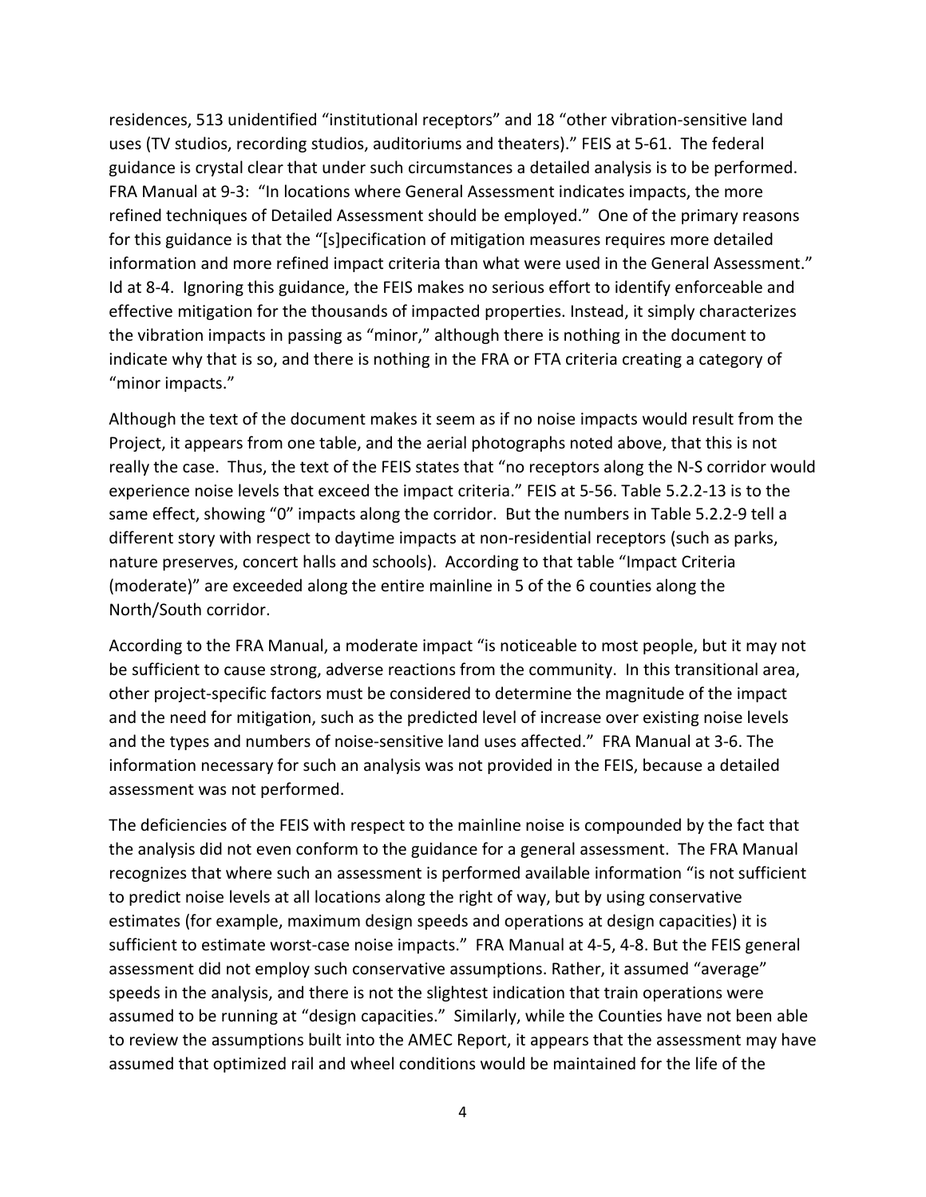residences, 513 unidentified "institutional receptors" and 18 "other vibration-sensitive land uses (TV studios, recording studios, auditoriums and theaters)." FEIS at 5-61. The federal guidance is crystal clear that under such circumstances a detailed analysis is to be performed. FRA Manual at 9-3: "In locations where General Assessment indicates impacts, the more refined techniques of Detailed Assessment should be employed." One of the primary reasons for this guidance is that the "[s]pecification of mitigation measures requires more detailed information and more refined impact criteria than what were used in the General Assessment." Id at 8-4. Ignoring this guidance, the FEIS makes no serious effort to identify enforceable and effective mitigation for the thousands of impacted properties. Instead, it simply characterizes the vibration impacts in passing as "minor," although there is nothing in the document to indicate why that is so, and there is nothing in the FRA or FTA criteria creating a category of "minor impacts."

Although the text of the document makes it seem as if no noise impacts would result from the Project, it appears from one table, and the aerial photographs noted above, that this is not really the case. Thus, the text of the FEIS states that "no receptors along the N-S corridor would experience noise levels that exceed the impact criteria." FEIS at 5-56. Table 5.2.2-13 is to the same effect, showing "0" impacts along the corridor. But the numbers in Table 5.2.2-9 tell a different story with respect to daytime impacts at non-residential receptors (such as parks, nature preserves, concert halls and schools). According to that table "Impact Criteria (moderate)" are exceeded along the entire mainline in 5 of the 6 counties along the North/South corridor.

According to the FRA Manual, a moderate impact "is noticeable to most people, but it may not be sufficient to cause strong, adverse reactions from the community. In this transitional area, other project-specific factors must be considered to determine the magnitude of the impact and the need for mitigation, such as the predicted level of increase over existing noise levels and the types and numbers of noise-sensitive land uses affected." FRA Manual at 3-6. The information necessary for such an analysis was not provided in the FEIS, because a detailed assessment was not performed.

The deficiencies of the FEIS with respect to the mainline noise is compounded by the fact that the analysis did not even conform to the guidance for a general assessment. The FRA Manual recognizes that where such an assessment is performed available information "is not sufficient to predict noise levels at all locations along the right of way, but by using conservative estimates (for example, maximum design speeds and operations at design capacities) it is sufficient to estimate worst-case noise impacts." FRA Manual at 4-5, 4-8. But the FEIS general assessment did not employ such conservative assumptions. Rather, it assumed "average" speeds in the analysis, and there is not the slightest indication that train operations were assumed to be running at "design capacities." Similarly, while the Counties have not been able to review the assumptions built into the AMEC Report, it appears that the assessment may have assumed that optimized rail and wheel conditions would be maintained for the life of the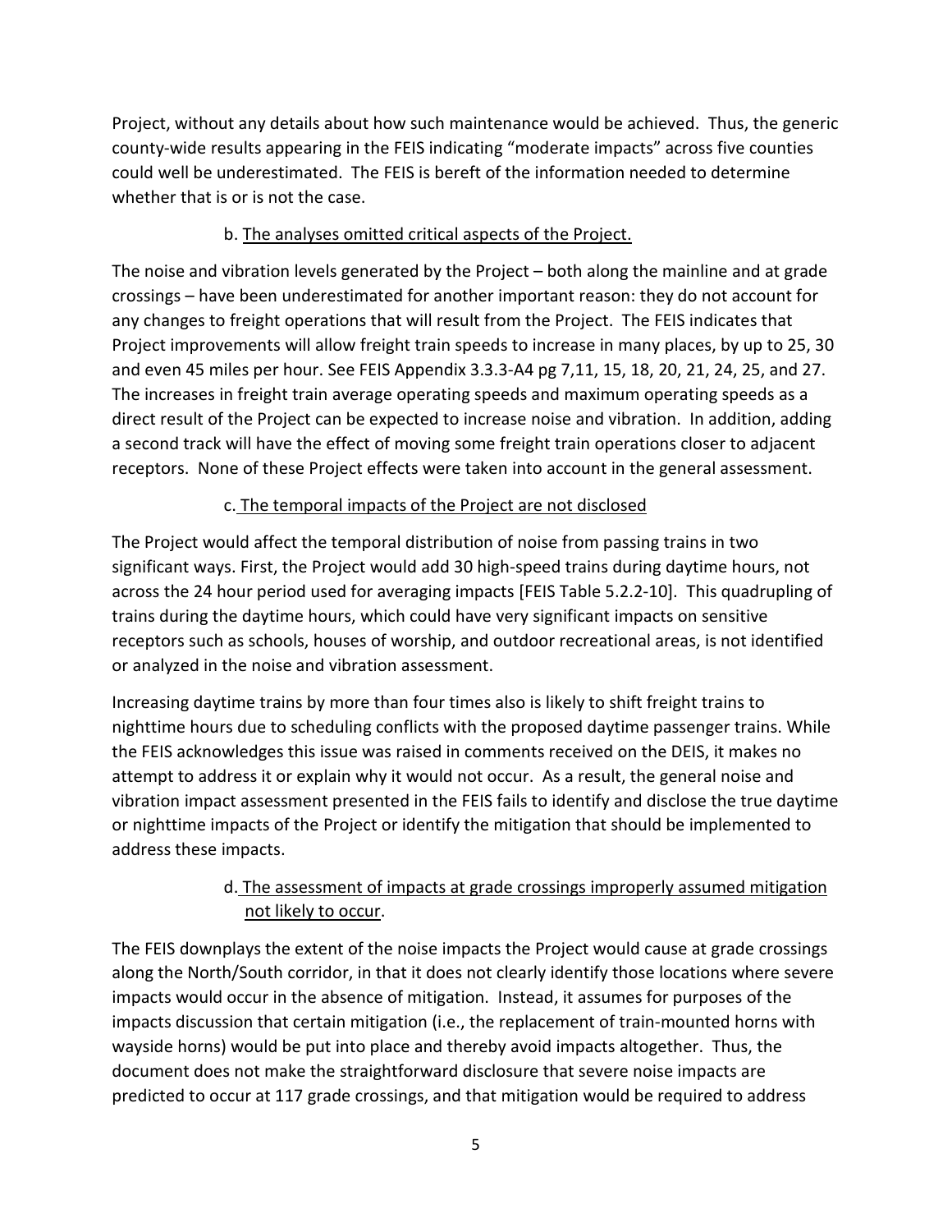Project, without any details about how such maintenance would be achieved. Thus, the generic county-wide results appearing in the FEIS indicating "moderate impacts" across five counties could well be underestimated. The FEIS is bereft of the information needed to determine whether that is or is not the case.

b. The analyses omitted critical aspects of the Project.

The noise and vibration levels generated by the Project – both along the mainline and at grade crossings – have been underestimated for another important reason: they do not account for any changes to freight operations that will result from the Project. The FEIS indicates that Project improvements will allow freight train speeds to increase in many places, by up to 25, 30 and even 45 miles per hour. See FEIS Appendix 3.3.3-A4 pg 7,11, 15, 18, 20, 21, 24, 25, and 27. The increases in freight train average operating speeds and maximum operating speeds as a direct result of the Project can be expected to increase noise and vibration. In addition, adding a second track will have the effect of moving some freight train operations closer to adjacent receptors. None of these Project effects were taken into account in the general assessment.

c. The temporal impacts of the Project are not disclosed

The Project would affect the temporal distribution of noise from passing trains in two significant ways. First, the Project would add 30 high-speed trains during daytime hours, not across the 24 hour period used for averaging impacts [FEIS Table 5.2.2-10]. This quadrupling of trains during the daytime hours, which could have very significant impacts on sensitive receptors such as schools, houses of worship, and outdoor recreational areas, is not identified or analyzed in the noise and vibration assessment.

Increasing daytime trains by more than four times also is likely to shift freight trains to nighttime hours due to scheduling conflicts with the proposed daytime passenger trains. While the FEIS acknowledges this issue was raised in comments received on the DEIS, it makes no attempt to address it or explain why it would not occur. As a result, the general noise and vibration impact assessment presented in the FEIS fails to identify and disclose the true daytime or nighttime impacts of the Project or identify the mitigation that should be implemented to address these impacts.

d. The assessment of impacts at grade crossings improperly assumed mitigation not likely to occur.

The FEIS downplays the extent of the noise impacts the Project would cause at grade crossings along the North/South corridor, in that it does not clearly identify those locations where severe impacts would occur in the absence of mitigation. Instead, it assumes for purposes of the impacts discussion that certain mitigation (i.e., the replacement of train-mounted horns with wayside horns) would be put into place and thereby avoid impacts altogether. Thus, the document does not make the straightforward disclosure that severe noise impacts are predicted to occur at 117 grade crossings, and that mitigation would be required to address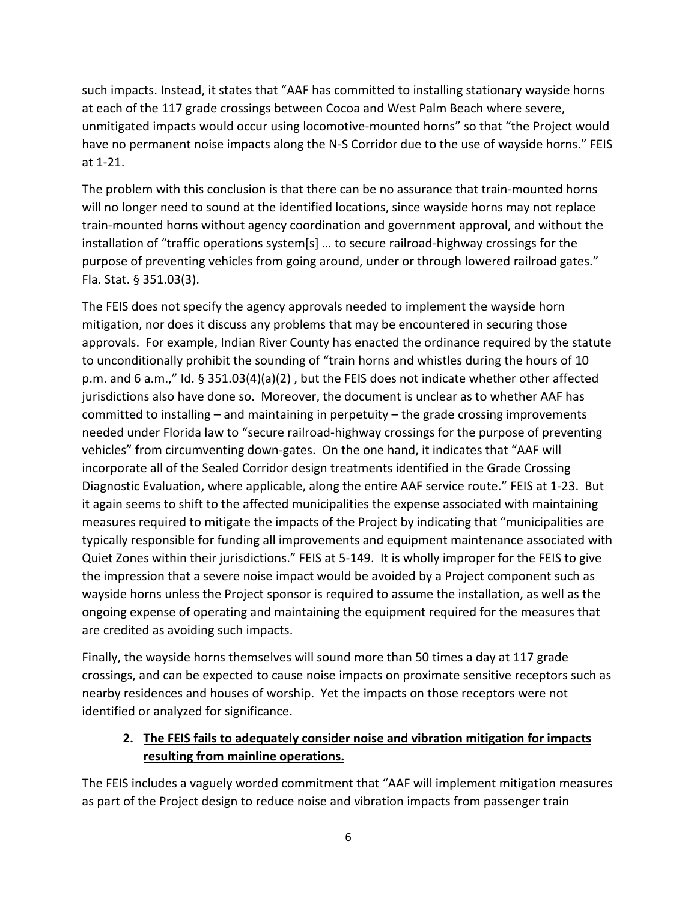such impacts. Instead, it states that "AAF has committed to installing stationary wayside horns at each of the 117 grade crossings between Cocoa and West Palm Beach where severe, unmitigated impacts would occur using locomotive-mounted horns" so that "the Project would have no permanent noise impacts along the N-S Corridor due to the use of wayside horns." FEIS at 1-21.

The problem with this conclusion is that there can be no assurance that train-mounted horns will no longer need to sound at the identified locations, since wayside horns may not replace train-mounted horns without agency coordination and government approval, and without the installation of "traffic operations system[s] … to secure railroad-highway crossings for the purpose of preventing vehicles from going around, under or through lowered railroad gates." Fla. Stat. § 351.03(3).

The FEIS does not specify the agency approvals needed to implement the wayside horn mitigation, nor does it discuss any problems that may be encountered in securing those approvals. For example, Indian River County has enacted the ordinance required by the statute to unconditionally prohibit the sounding of "train horns and whistles during the hours of 10 p.m. and 6 a.m.," Id. § 351.03(4)(a)(2) , but the FEIS does not indicate whether other affected jurisdictions also have done so. Moreover, the document is unclear as to whether AAF has committed to installing – and maintaining in perpetuity – the grade crossing improvements needed under Florida law to "secure railroad-highway crossings for the purpose of preventing vehicles" from circumventing down-gates. On the one hand, it indicates that "AAF will incorporate all of the Sealed Corridor design treatments identified in the Grade Crossing Diagnostic Evaluation, where applicable, along the entire AAF service route." FEIS at 1-23. But it again seems to shift to the affected municipalities the expense associated with maintaining measures required to mitigate the impacts of the Project by indicating that "municipalities are typically responsible for funding all improvements and equipment maintenance associated with Quiet Zones within their jurisdictions." FEIS at 5-149. It is wholly improper for the FEIS to give the impression that a severe noise impact would be avoided by a Project component such as wayside horns unless the Project sponsor is required to assume the installation, as well as the ongoing expense of operating and maintaining the equipment required for the measures that are credited as avoiding such impacts.

Finally, the wayside horns themselves will sound more than 50 times a day at 117 grade crossings, and can be expected to cause noise impacts on proximate sensitive receptors such as nearby residences and houses of worship. Yet the impacts on those receptors were not identified or analyzed for significance.

2. **<u>The FEIS fails to adequately consider noise and vibration mitigation for impacts resulting from mainline operations.</u>**

The FEIS includes a vaguely worded commitment that "AAF will implement mitigation measures as part of the Project design to reduce noise and vibration impacts from passenger train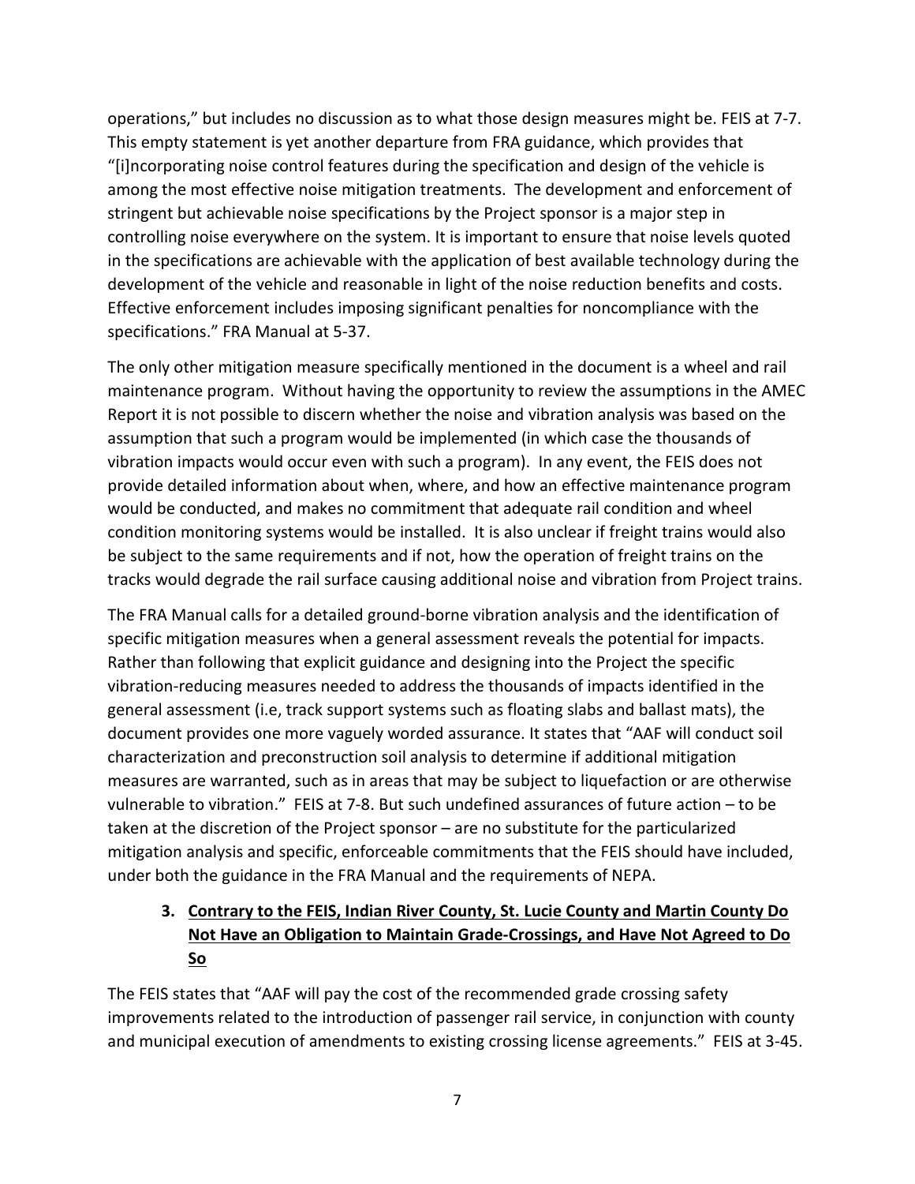operations," but includes no discussion as to what those design measures might be. FEIS at 7-7. This empty statement is yet another departure from FRA guidance, which provides that "[i]ncorporating noise control features during the specification and design of the vehicle is among the most effective noise mitigation treatments. The development and enforcement of stringent but achievable noise specifications by the Project sponsor is a major step in controlling noise everywhere on the system. It is important to ensure that noise levels quoted in the specifications are achievable with the application of best available technology during the development of the vehicle and reasonable in light of the noise reduction benefits and costs. Effective enforcement includes imposing significant penalties for noncompliance with the specifications." FRA Manual at 5-37.

The only other mitigation measure specifically mentioned in the document is a wheel and rail maintenance program. Without having the opportunity to review the assumptions in the AMEC Report it is not possible to discern whether the noise and vibration analysis was based on the assumption that such a program would be implemented (in which case the thousands of vibration impacts would occur even with such a program). In any event, the FEIS does not provide detailed information about when, where, and how an effective maintenance program would be conducted, and makes no commitment that adequate rail condition and wheel condition monitoring systems would be installed. It is also unclear if freight trains would also be subject to the same requirements and if not, how the operation of freight trains on the tracks would degrade the rail surface causing additional noise and vibration from Project trains.

The FRA Manual calls for a detailed ground-borne vibration analysis and the identification of specific mitigation measures when a general assessment reveals the potential for impacts. Rather than following that explicit guidance and designing into the Project the specific vibration-reducing measures needed to address the thousands of impacts identified in the general assessment (i.e, track support systems such as floating slabs and ballast mats), the document provides one more vaguely worded assurance. It states that "AAF will conduct soil characterization and preconstruction soil analysis to determine if additional mitigation measures are warranted, such as in areas that may be subject to liquefaction or are otherwise vulnerable to vibration." FEIS at 7-8. But such undefined assurances of future action – to be taken at the discretion of the Project sponsor – are no substitute for the particularized mitigation analysis and specific, enforceable commitments that the FEIS should have included, under both the guidance in the FRA Manual and the requirements of NEPA.

### 3. Contrary to the FEIS, Indian River County, St. Lucie County and Martin County Do Not Have an Obligation to Maintain Grade-Crossings, and Have Not Agreed to Do So

The FEIS states that "AAF will pay the cost of the recommended grade crossing safety improvements related to the introduction of passenger rail service, in conjunction with county and municipal execution of amendments to existing crossing license agreements." FEIS at 3-45.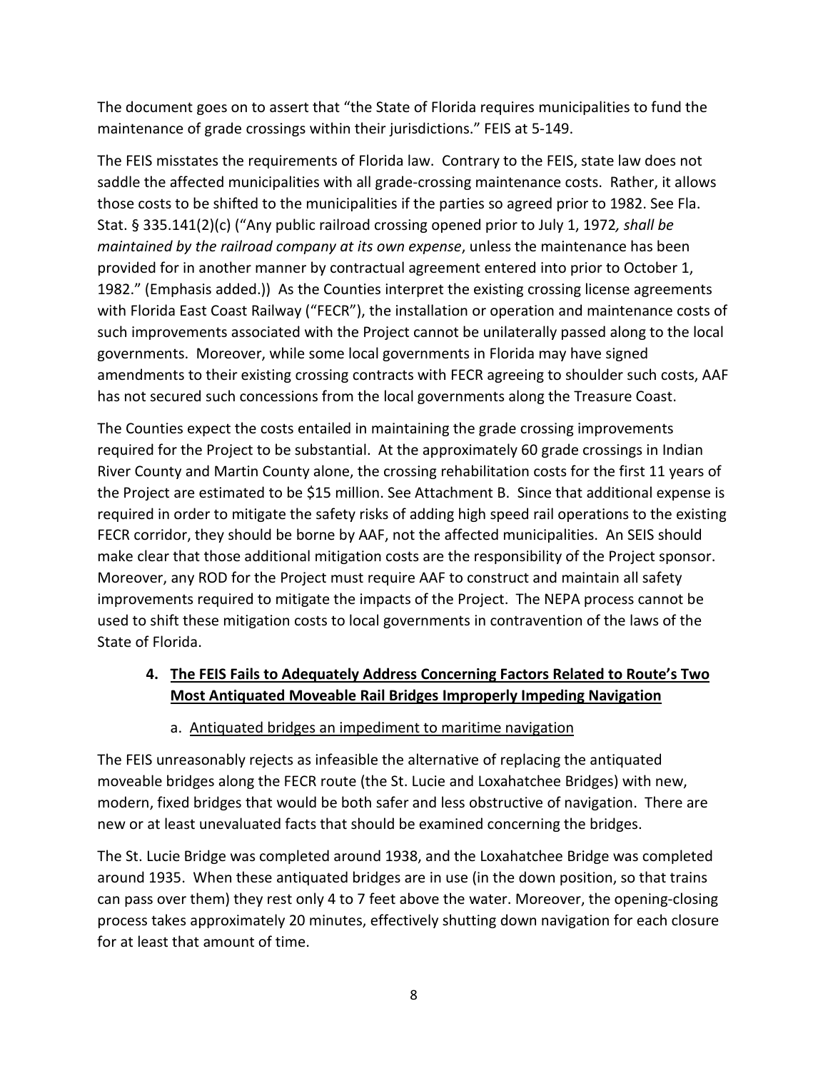The document goes on to assert that "the State of Florida requires municipalities to fund the maintenance of grade crossings within their jurisdictions." FEIS at 5-149.

The FEIS misstates the requirements of Florida law. Contrary to the FEIS, state law does not saddle the affected municipalities with all grade-crossing maintenance costs. Rather, it allows those costs to be shifted to the municipalities if the parties so agreed prior to 1982. See Fla. Stat. § 335.141(2)(c) ("Any public railroad crossing opened prior to July 1, 1972*, shall be maintained by the railroad company at its own expense*, unless the maintenance has been provided for in another manner by contractual agreement entered into prior to October 1, 1982." (Emphasis added.)) As the Counties interpret the existing crossing license agreements with Florida East Coast Railway ("FECR"), the installation or operation and maintenance costs of such improvements associated with the Project cannot be unilaterally passed along to the local governments. Moreover, while some local governments in Florida may have signed amendments to their existing crossing contracts with FECR agreeing to shoulder such costs, AAF has not secured such concessions from the local governments along the Treasure Coast.

The Counties expect the costs entailed in maintaining the grade crossing improvements required for the Project to be substantial. At the approximately 60 grade crossings in Indian River County and Martin County alone, the crossing rehabilitation costs for the first 11 years of the Project are estimated to be $15 million. See Attachment B. Since that additional expense is required in order to mitigate the safety risks of adding high speed rail operations to the existing FECR corridor, they should be borne by AAF, not the affected municipalities. An SEIS should make clear that those additional mitigation costs are the responsibility of the Project sponsor. Moreover, any ROD for the Project must require AAF to construct and maintain all safety improvements required to mitigate the impacts of the Project. The NEPA process cannot be used to shift these mitigation costs to local governments in contravention of the laws of the State of Florida.

### 4. The FEIS Fails to Adequately Address Concerning Factors Related to Route's Two Most Antiquated Moveable Rail Bridges Improperly Impeding Navigation

#### a. Antiquated bridges an impediment to maritime navigation

The FEIS unreasonably rejects as infeasible the alternative of replacing the antiquated moveable bridges along the FECR route (the St. Lucie and Loxahatchee Bridges) with new, modern, fixed bridges that would be both safer and less obstructive of navigation. There are new or at least unevaluated facts that should be examined concerning the bridges.

The St. Lucie Bridge was completed around 1938, and the Loxahatchee Bridge was completed around 1935. When these antiquated bridges are in use (in the down position, so that trains can pass over them) they rest only 4 to 7 feet above the water. Moreover, the opening-closing process takes approximately 20 minutes, effectively shutting down navigation for each closure for at least that amount of time.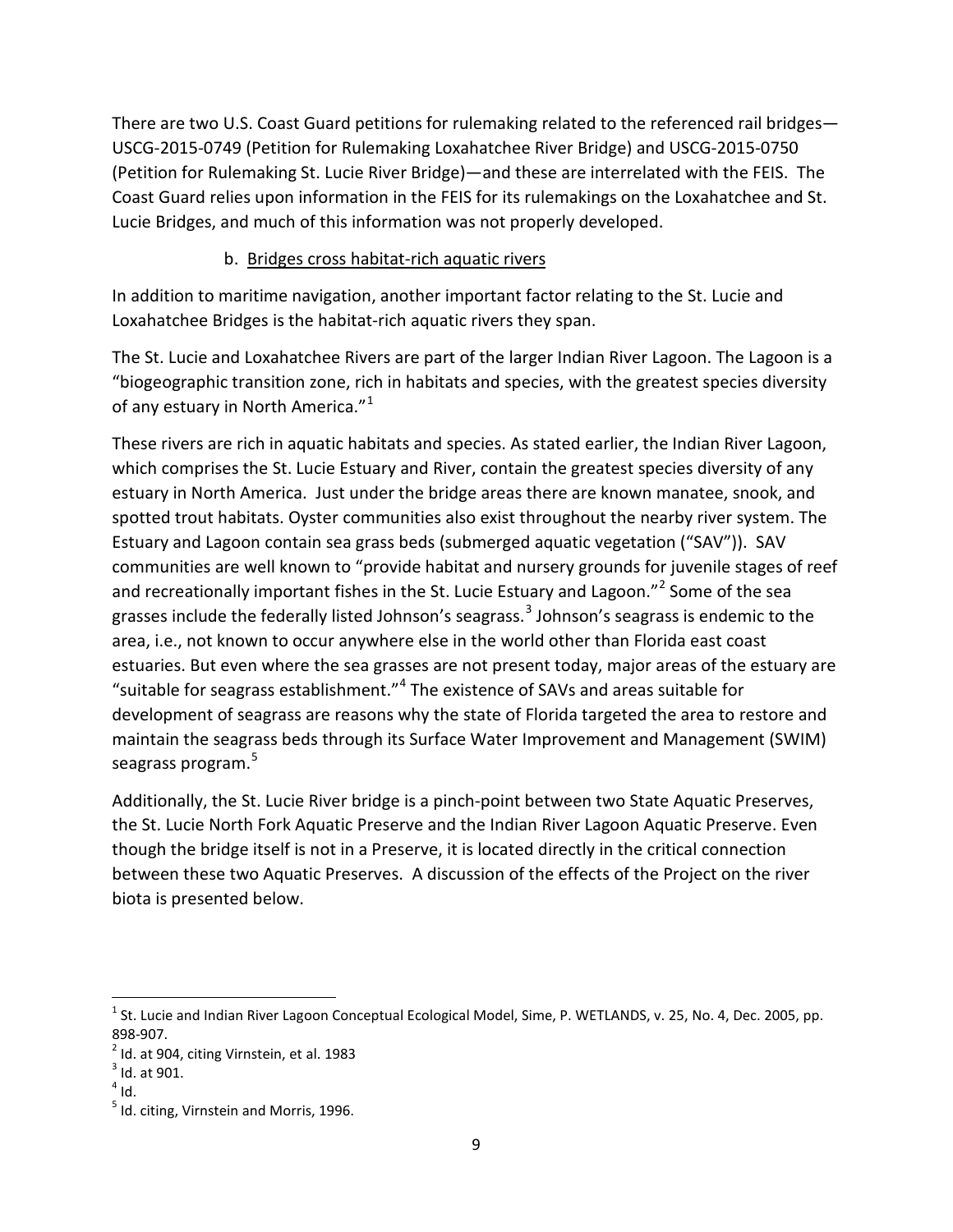There are two U.S. Coast Guard petitions for rulemaking related to the referenced rail bridges—USCG-2015-0749 (Petition for Rulemaking Loxahatchee River Bridge) and USCG-2015-0750 (Petition for Rulemaking St. Lucie River Bridge)—and these are interrelated with the FEIS. The Coast Guard relies upon information in the FEIS for its rulemakings on the Loxahatchee and St. Lucie Bridges, and much of this information was not properly developed.

b. Bridges cross habitat-rich aquatic rivers

In addition to maritime navigation, another important factor relating to the St. Lucie and Loxahatchee Bridges is the habitat-rich aquatic rivers they span.

The St. Lucie and Loxahatchee Rivers are part of the larger Indian River Lagoon. The Lagoon is a "biogeographic transition zone, rich in habitats and species, with the greatest species diversity of any estuary in North America."[1]

These rivers are rich in aquatic habitats and species. As stated earlier, the Indian River Lagoon, which comprises the St. Lucie Estuary and River, contain the greatest species diversity of any estuary in North America. Just under the bridge areas there are known manatee, snook, and spotted trout habitats. Oyster communities also exist throughout the nearby river system. The Estuary and Lagoon contain sea grass beds (submerged aquatic vegetation ("SAV")). SAV communities are well known to "provide habitat and nursery grounds for juvenile stages of reef and recreationally important fishes in the St. Lucie Estuary and Lagoon."[2] Some of the sea grasses include the federally listed Johnson's seagrass.[3] Johnson's seagrass is endemic to the area, i.e., not known to occur anywhere else in the world other than Florida east coast estuaries. But even where the sea grasses are not present today, major areas of the estuary are "suitable for seagrass establishment."[4] The existence of SAVs and areas suitable for development of seagrass are reasons why the state of Florida targeted the area to restore and maintain the seagrass beds through its Surface Water Improvement and Management (SWIM) seagrass program.[5]

Additionally, the St. Lucie River bridge is a pinch-point between two State Aquatic Preserves, the St. Lucie North Fork Aquatic Preserve and the Indian River Lagoon Aquatic Preserve. Even though the bridge itself is not in a Preserve, it is located directly in the critical connection between these two Aquatic Preserves. A discussion of the effects of the Project on the river biota is presented below.

---

[1] St. Lucie and Indian River Lagoon Conceptual Ecological Model, Sime, P. WETLANDS, v. 25, No. 4, Dec. 2005, pp. 898-907.

[2] Id. at 904, citing Virnstein, et al. 1983

[3] Id. at 901.

[4] Id.

[5] Id. citing, Virnstein and Morris, 1996.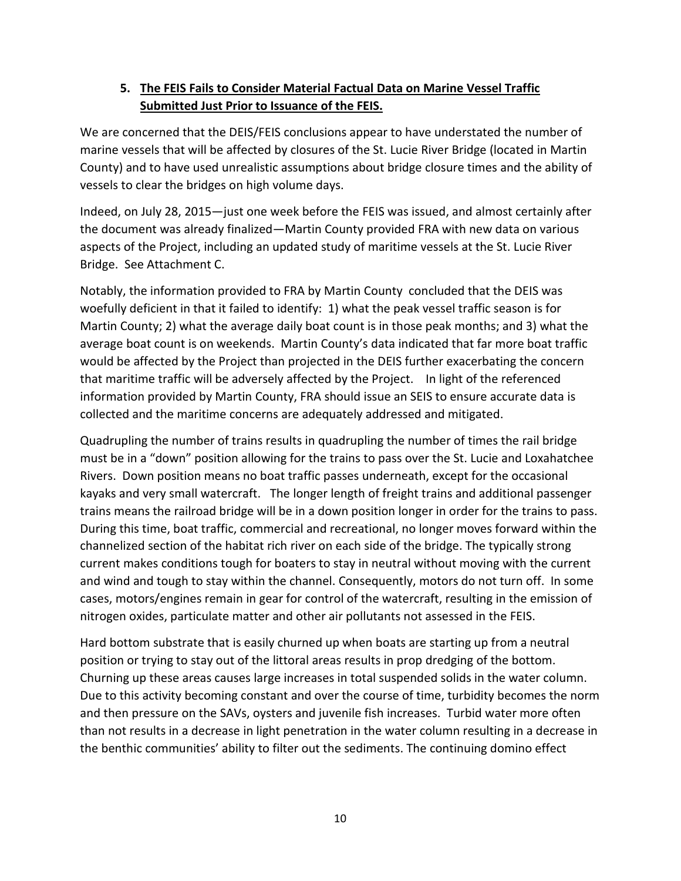## 5. The FEIS Fails to Consider Material Factual Data on Marine Vessel Traffic Submitted Just Prior to Issuance of the FEIS.

We are concerned that the DEIS/FEIS conclusions appear to have understated the number of marine vessels that will be affected by closures of the St. Lucie River Bridge (located in Martin County) and to have used unrealistic assumptions about bridge closure times and the ability of vessels to clear the bridges on high volume days.

Indeed, on July 28, 2015—just one week before the FEIS was issued, and almost certainly after the document was already finalized—Martin County provided FRA with new data on various aspects of the Project, including an updated study of maritime vessels at the St. Lucie River Bridge. See Attachment C.

Notably, the information provided to FRA by Martin County concluded that the DEIS was woefully deficient in that it failed to identify: 1) what the peak vessel traffic season is for Martin County; 2) what the average daily boat count is in those peak months; and 3) what the average boat count is on weekends. Martin County's data indicated that far more boat traffic would be affected by the Project than projected in the DEIS further exacerbating the concern that maritime traffic will be adversely affected by the Project. In light of the referenced information provided by Martin County, FRA should issue an SEIS to ensure accurate data is collected and the maritime concerns are adequately addressed and mitigated.

Quadrupling the number of trains results in quadrupling the number of times the rail bridge must be in a "down" position allowing for the trains to pass over the St. Lucie and Loxahatchee Rivers. Down position means no boat traffic passes underneath, except for the occasional kayaks and very small watercraft. The longer length of freight trains and additional passenger trains means the railroad bridge will be in a down position longer in order for the trains to pass. During this time, boat traffic, commercial and recreational, no longer moves forward within the channelized section of the habitat rich river on each side of the bridge. The typically strong current makes conditions tough for boaters to stay in neutral without moving with the current and wind and tough to stay within the channel. Consequently, motors do not turn off. In some cases, motors/engines remain in gear for control of the watercraft, resulting in the emission of nitrogen oxides, particulate matter and other air pollutants not assessed in the FEIS.

Hard bottom substrate that is easily churned up when boats are starting up from a neutral position or trying to stay out of the littoral areas results in prop dredging of the bottom. Churning up these areas causes large increases in total suspended solids in the water column. Due to this activity becoming constant and over the course of time, turbidity becomes the norm and then pressure on the SAVs, oysters and juvenile fish increases. Turbid water more often than not results in a decrease in light penetration in the water column resulting in a decrease in the benthic communities' ability to filter out the sediments. The continuing domino effect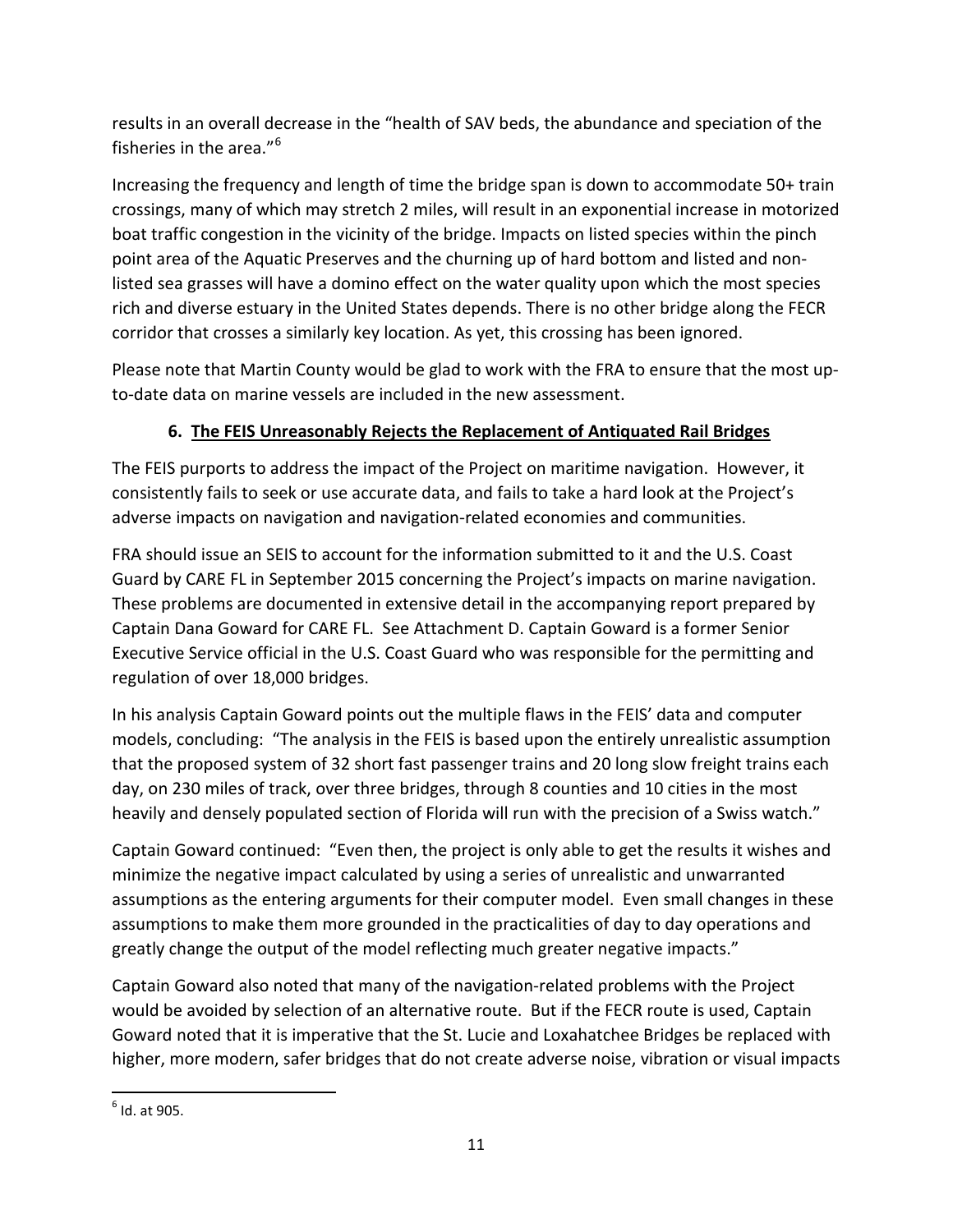results in an overall decrease in the "health of SAV beds, the abundance and speciation of the fisheries in the area."[6]

Increasing the frequency and length of time the bridge span is down to accommodate 50+ train crossings, many of which may stretch 2 miles, will result in an exponential increase in motorized boat traffic congestion in the vicinity of the bridge. Impacts on listed species within the pinch point area of the Aquatic Preserves and the churning up of hard bottom and listed and non-listed sea grasses will have a domino effect on the water quality upon which the most species rich and diverse estuary in the United States depends. There is no other bridge along the FECR corridor that crosses a similarly key location. As yet, this crossing has been ignored.

Please note that Martin County would be glad to work with the FRA to ensure that the most up-to-date data on marine vessels are included in the new assessment.

## 6. The FEIS Unreasonably Rejects the Replacement of Antiquated Rail Bridges

The FEIS purports to address the impact of the Project on maritime navigation. However, it consistently fails to seek or use accurate data, and fails to take a hard look at the Project's adverse impacts on navigation and navigation-related economies and communities.

FRA should issue an SEIS to account for the information submitted to it and the U.S. Coast Guard by CARE FL in September 2015 concerning the Project's impacts on marine navigation. These problems are documented in extensive detail in the accompanying report prepared by Captain Dana Goward for CARE FL. See Attachment D. Captain Goward is a former Senior Executive Service official in the U.S. Coast Guard who was responsible for the permitting and regulation of over 18,000 bridges.

In his analysis Captain Goward points out the multiple flaws in the FEIS' data and computer models, concluding: "The analysis in the FEIS is based upon the entirely unrealistic assumption that the proposed system of 32 short fast passenger trains and 20 long slow freight trains each day, on 230 miles of track, over three bridges, through 8 counties and 10 cities in the most heavily and densely populated section of Florida will run with the precision of a Swiss watch."

Captain Goward continued: "Even then, the project is only able to get the results it wishes and minimize the negative impact calculated by using a series of unrealistic and unwarranted assumptions as the entering arguments for their computer model. Even small changes in these assumptions to make them more grounded in the practicalities of day to day operations and greatly change the output of the model reflecting much greater negative impacts."

Captain Goward also noted that many of the navigation-related problems with the Project would be avoided by selection of an alternative route. But if the FECR route is used, Captain Goward noted that it is imperative that the St. Lucie and Loxahatchee Bridges be replaced with higher, more modern, safer bridges that do not create adverse noise, vibration or visual impacts

[6] Id. at 905.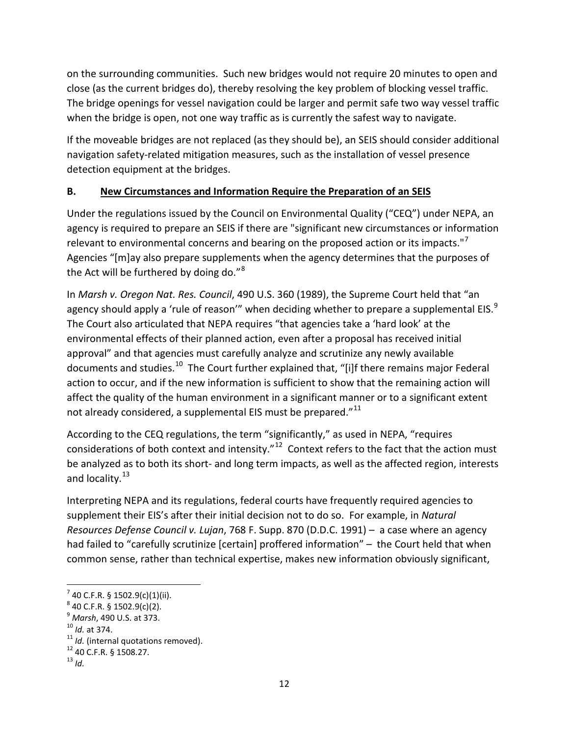on the surrounding communities. Such new bridges would not require 20 minutes to open and close (as the current bridges do), thereby resolving the key problem of blocking vessel traffic. The bridge openings for vessel navigation could be larger and permit safe two way vessel traffic when the bridge is open, not one way traffic as is currently the safest way to navigate.

If the moveable bridges are not replaced (as they should be), an SEIS should consider additional navigation safety-related mitigation measures, such as the installation of vessel presence detection equipment at the bridges.

### B. New Circumstances and Information Require the Preparation of an SEIS

Under the regulations issued by the Council on Environmental Quality ("CEQ") under NEPA, an agency is required to prepare an SEIS if there are "significant new circumstances or information relevant to environmental concerns and bearing on the proposed action or its impacts."[7] Agencies "[m]ay also prepare supplements when the agency determines that the purposes of the Act will be furthered by doing do."[8]

In *Marsh v. Oregon Nat. Res. Council*, 490 U.S. 360 (1989), the Supreme Court held that "an agency should apply a 'rule of reason'" when deciding whether to prepare a supplemental EIS.[9] The Court also articulated that NEPA requires "that agencies take a 'hard look' at the environmental effects of their planned action, even after a proposal has received initial approval" and that agencies must carefully analyze and scrutinize any newly available documents and studies.[10] The Court further explained that, "[i]f there remains major Federal action to occur, and if the new information is sufficient to show that the remaining action will affect the quality of the human environment in a significant manner or to a significant extent not already considered, a supplemental EIS must be prepared."[11]

According to the CEQ regulations, the term "significantly," as used in NEPA, "requires considerations of both context and intensity."[12] Context refers to the fact that the action must be analyzed as to both its short- and long term impacts, as well as the affected region, interests and locality.[13]

Interpreting NEPA and its regulations, federal courts have frequently required agencies to supplement their EIS's after their initial decision not to do so. For example, in *Natural Resources Defense Council v. Lujan*, 768 F. Supp. 870 (D.D.C. 1991) – a case where an agency had failed to "carefully scrutinize [certain] proffered information" – the Court held that when common sense, rather than technical expertise, makes new information obviously significant,

---

[7] 40 C.F.R. § 1502.9(c)(1)(ii).

[8] 40 C.F.R. § 1502.9(c)(2).

[9] *Marsh*, 490 U.S. at 373.

[10] *Id.* at 374.

[11] *Id.* (internal quotations removed).

[12] 40 C.F.R. § 1508.27.

[13] *Id.*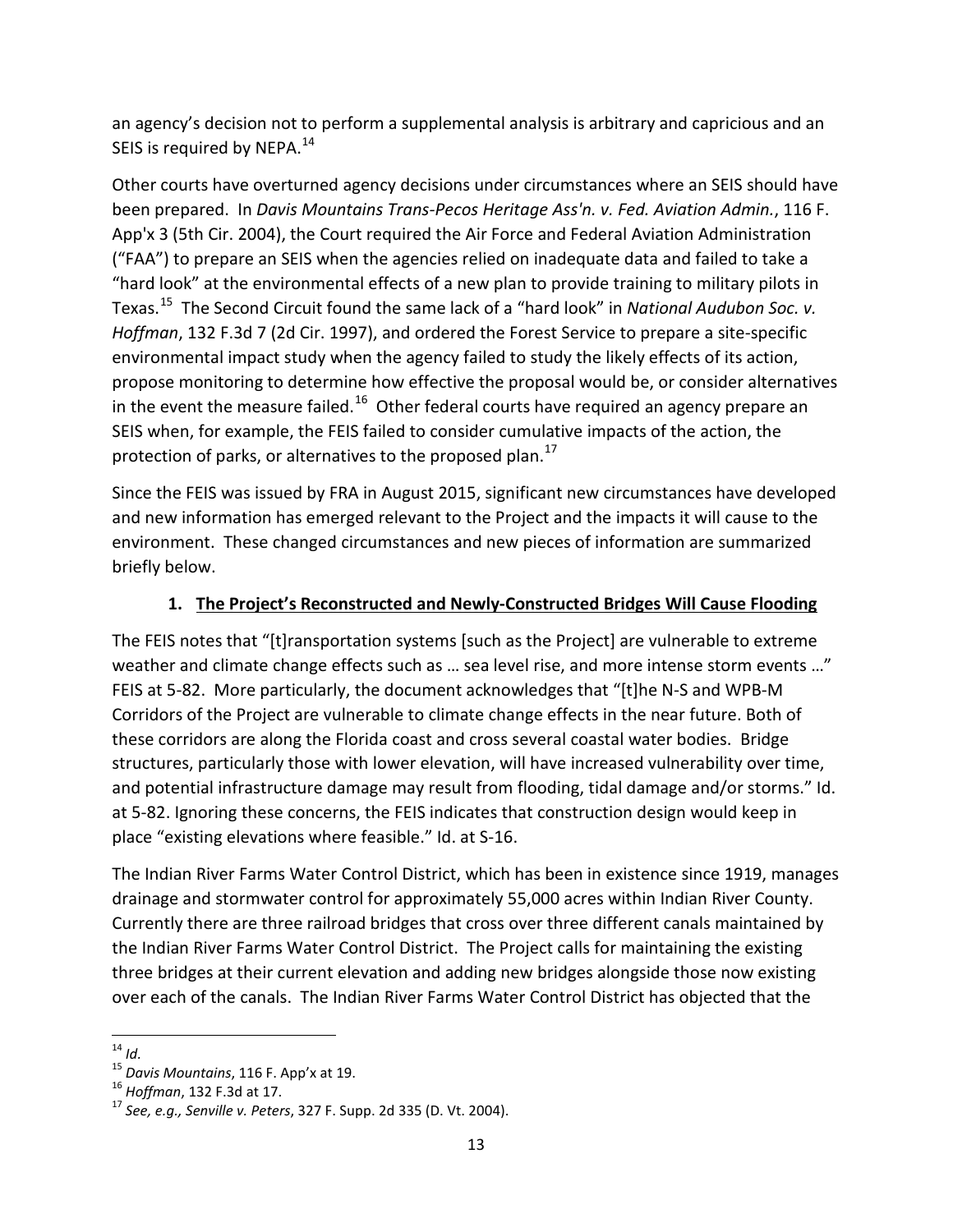an agency's decision not to perform a supplemental analysis is arbitrary and capricious and an SEIS is required by NEPA.[14]

Other courts have overturned agency decisions under circumstances where an SEIS should have been prepared. In *Davis Mountains Trans-Pecos Heritage Ass'n. v. Fed. Aviation Admin.*, 116 F. App'x 3 (5th Cir. 2004), the Court required the Air Force and Federal Aviation Administration ("FAA") to prepare an SEIS when the agencies relied on inadequate data and failed to take a "hard look" at the environmental effects of a new plan to provide training to military pilots in Texas.[15] The Second Circuit found the same lack of a "hard look" in *National Audubon Soc. v. Hoffman*, 132 F.3d 7 (2d Cir. 1997), and ordered the Forest Service to prepare a site-specific environmental impact study when the agency failed to study the likely effects of its action, propose monitoring to determine how effective the proposal would be, or consider alternatives in the event the measure failed.[16] Other federal courts have required an agency prepare an SEIS when, for example, the FEIS failed to consider cumulative impacts of the action, the protection of parks, or alternatives to the proposed plan.[17]

Since the FEIS was issued by FRA in August 2015, significant new circumstances have developed and new information has emerged relevant to the Project and the impacts it will cause to the environment. These changed circumstances and new pieces of information are summarized briefly below.

1. <u>**The Project's Reconstructed and Newly-Constructed Bridges Will Cause Flooding**</u>

The FEIS notes that "[t]ransportation systems [such as the Project] are vulnerable to extreme weather and climate change effects such as … sea level rise, and more intense storm events …" FEIS at 5-82. More particularly, the document acknowledges that "[t]he N-S and WPB-M Corridors of the Project are vulnerable to climate change effects in the near future. Both of these corridors are along the Florida coast and cross several coastal water bodies. Bridge structures, particularly those with lower elevation, will have increased vulnerability over time, and potential infrastructure damage may result from flooding, tidal damage and/or storms." Id. at 5-82. Ignoring these concerns, the FEIS indicates that construction design would keep in place "existing elevations where feasible." Id. at S-16.

The Indian River Farms Water Control District, which has been in existence since 1919, manages drainage and stormwater control for approximately 55,000 acres within Indian River County. Currently there are three railroad bridges that cross over three different canals maintained by the Indian River Farms Water Control District. The Project calls for maintaining the existing three bridges at their current elevation and adding new bridges alongside those now existing over each of the canals. The Indian River Farms Water Control District has objected that the

---

[14] *Id.*

[15] *Davis Mountains*, 116 F. App'x at 19.

[16] *Hoffman*, 132 F.3d at 17.

[17] *See, e.g., Senville v. Peters*, 327 F. Supp. 2d 335 (D. Vt. 2004).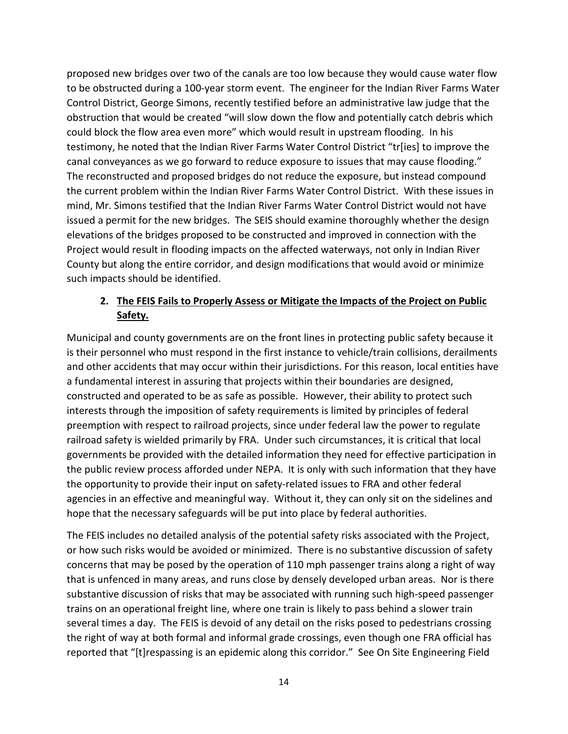proposed new bridges over two of the canals are too low because they would cause water flow to be obstructed during a 100-year storm event. The engineer for the Indian River Farms Water Control District, George Simons, recently testified before an administrative law judge that the obstruction that would be created "will slow down the flow and potentially catch debris which could block the flow area even more" which would result in upstream flooding. In his testimony, he noted that the Indian River Farms Water Control District "tr[ies] to improve the canal conveyances as we go forward to reduce exposure to issues that may cause flooding." The reconstructed and proposed bridges do not reduce the exposure, but instead compound the current problem within the Indian River Farms Water Control District. With these issues in mind, Mr. Simons testified that the Indian River Farms Water Control District would not have issued a permit for the new bridges. The SEIS should examine thoroughly whether the design elevations of the bridges proposed to be constructed and improved in connection with the Project would result in flooding impacts on the affected waterways, not only in Indian River County but along the entire corridor, and design modifications that would avoid or minimize such impacts should be identified.

### 2. <u>The FEIS Fails to Properly Assess or Mitigate the Impacts of the Project on Public Safety.</u>

Municipal and county governments are on the front lines in protecting public safety because it is their personnel who must respond in the first instance to vehicle/train collisions, derailments and other accidents that may occur within their jurisdictions. For this reason, local entities have a fundamental interest in assuring that projects within their boundaries are designed, constructed and operated to be as safe as possible. However, their ability to protect such interests through the imposition of safety requirements is limited by principles of federal preemption with respect to railroad projects, since under federal law the power to regulate railroad safety is wielded primarily by FRA. Under such circumstances, it is critical that local governments be provided with the detailed information they need for effective participation in the public review process afforded under NEPA. It is only with such information that they have the opportunity to provide their input on safety-related issues to FRA and other federal agencies in an effective and meaningful way. Without it, they can only sit on the sidelines and hope that the necessary safeguards will be put into place by federal authorities.

The FEIS includes no detailed analysis of the potential safety risks associated with the Project, or how such risks would be avoided or minimized. There is no substantive discussion of safety concerns that may be posed by the operation of 110 mph passenger trains along a right of way that is unfenced in many areas, and runs close by densely developed urban areas. Nor is there substantive discussion of risks that may be associated with running such high-speed passenger trains on an operational freight line, where one train is likely to pass behind a slower train several times a day. The FEIS is devoid of any detail on the risks posed to pedestrians crossing the right of way at both formal and informal grade crossings, even though one FRA official has reported that "[t]respassing is an epidemic along this corridor." See On Site Engineering Field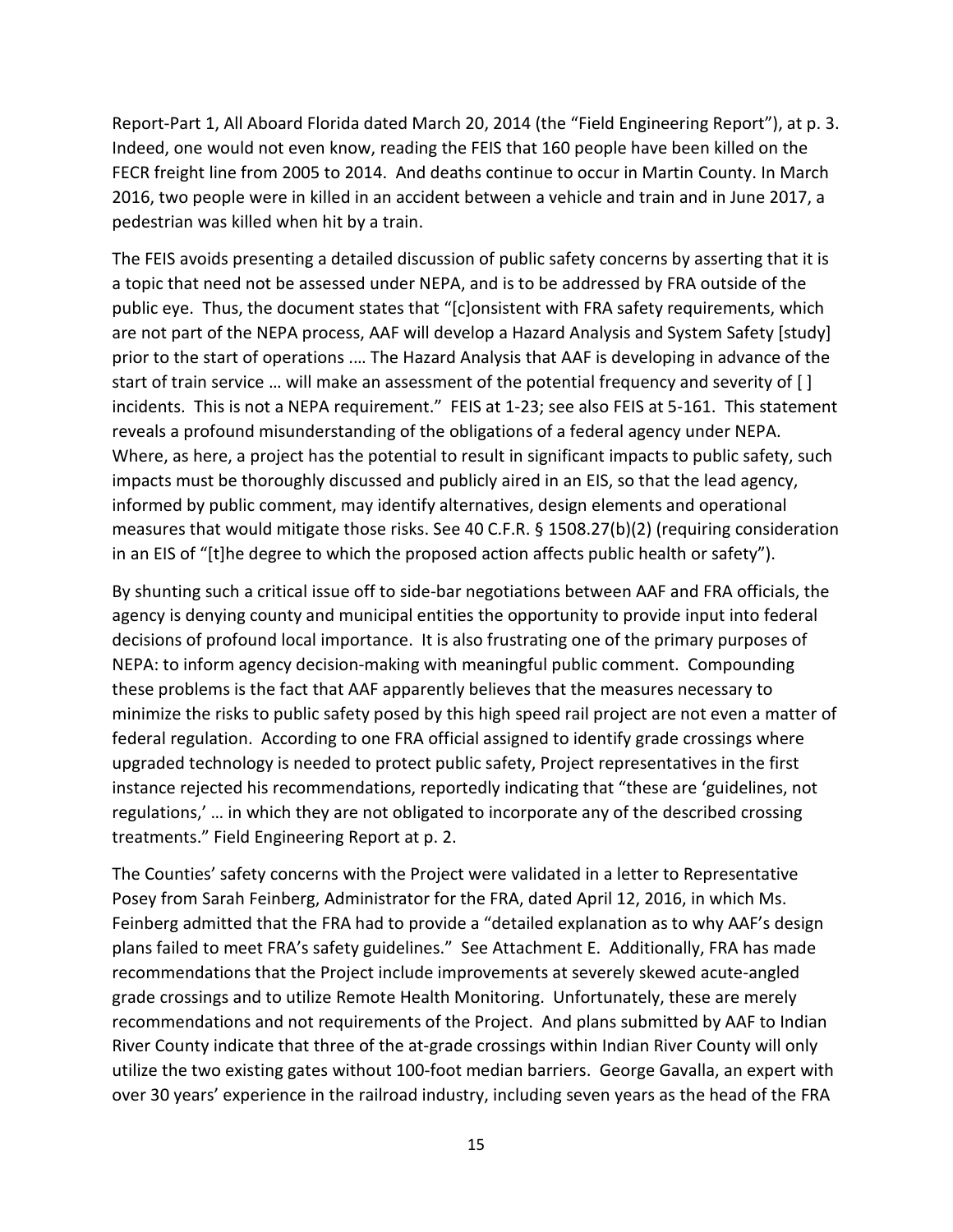Report-Part 1, All Aboard Florida dated March 20, 2014 (the "Field Engineering Report"), at p. 3. Indeed, one would not even know, reading the FEIS that 160 people have been killed on the FECR freight line from 2005 to 2014. And deaths continue to occur in Martin County. In March 2016, two people were in killed in an accident between a vehicle and train and in June 2017, a pedestrian was killed when hit by a train.

The FEIS avoids presenting a detailed discussion of public safety concerns by asserting that it is a topic that need not be assessed under NEPA, and is to be addressed by FRA outside of the public eye. Thus, the document states that "[c]onsistent with FRA safety requirements, which are not part of the NEPA process, AAF will develop a Hazard Analysis and System Safety [study] prior to the start of operations .… The Hazard Analysis that AAF is developing in advance of the start of train service … will make an assessment of the potential frequency and severity of [ ] incidents. This is not a NEPA requirement." FEIS at 1-23; see also FEIS at 5-161. This statement reveals a profound misunderstanding of the obligations of a federal agency under NEPA. Where, as here, a project has the potential to result in significant impacts to public safety, such impacts must be thoroughly discussed and publicly aired in an EIS, so that the lead agency, informed by public comment, may identify alternatives, design elements and operational measures that would mitigate those risks. See 40 C.F.R. § 1508.27(b)(2) (requiring consideration in an EIS of "[t]he degree to which the proposed action affects public health or safety").

By shunting such a critical issue off to side-bar negotiations between AAF and FRA officials, the agency is denying county and municipal entities the opportunity to provide input into federal decisions of profound local importance. It is also frustrating one of the primary purposes of NEPA: to inform agency decision-making with meaningful public comment. Compounding these problems is the fact that AAF apparently believes that the measures necessary to minimize the risks to public safety posed by this high speed rail project are not even a matter of federal regulation. According to one FRA official assigned to identify grade crossings where upgraded technology is needed to protect public safety, Project representatives in the first instance rejected his recommendations, reportedly indicating that "these are 'guidelines, not regulations,' … in which they are not obligated to incorporate any of the described crossing treatments." Field Engineering Report at p. 2.

The Counties' safety concerns with the Project were validated in a letter to Representative Posey from Sarah Feinberg, Administrator for the FRA, dated April 12, 2016, in which Ms. Feinberg admitted that the FRA had to provide a "detailed explanation as to why AAF's design plans failed to meet FRA's safety guidelines." See Attachment E. Additionally, FRA has made recommendations that the Project include improvements at severely skewed acute-angled grade crossings and to utilize Remote Health Monitoring. Unfortunately, these are merely recommendations and not requirements of the Project. And plans submitted by AAF to Indian River County indicate that three of the at-grade crossings within Indian River County will only utilize the two existing gates without 100-foot median barriers. George Gavalla, an expert with over 30 years' experience in the railroad industry, including seven years as the head of the FRA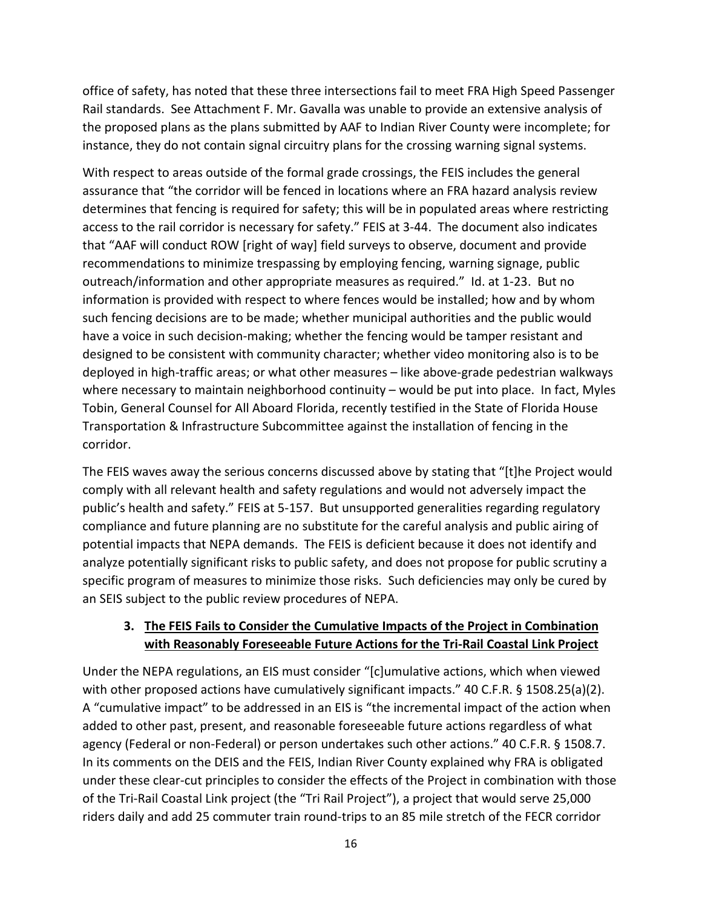office of safety, has noted that these three intersections fail to meet FRA High Speed Passenger Rail standards. See Attachment F. Mr. Gavalla was unable to provide an extensive analysis of the proposed plans as the plans submitted by AAF to Indian River County were incomplete; for instance, they do not contain signal circuitry plans for the crossing warning signal systems.

With respect to areas outside of the formal grade crossings, the FEIS includes the general assurance that "the corridor will be fenced in locations where an FRA hazard analysis review determines that fencing is required for safety; this will be in populated areas where restricting access to the rail corridor is necessary for safety." FEIS at 3-44. The document also indicates that "AAF will conduct ROW [right of way] field surveys to observe, document and provide recommendations to minimize trespassing by employing fencing, warning signage, public outreach/information and other appropriate measures as required." Id. at 1-23. But no information is provided with respect to where fences would be installed; how and by whom such fencing decisions are to be made; whether municipal authorities and the public would have a voice in such decision-making; whether the fencing would be tamper resistant and designed to be consistent with community character; whether video monitoring also is to be deployed in high-traffic areas; or what other measures – like above-grade pedestrian walkways where necessary to maintain neighborhood continuity – would be put into place. In fact, Myles Tobin, General Counsel for All Aboard Florida, recently testified in the State of Florida House Transportation & Infrastructure Subcommittee against the installation of fencing in the corridor.

The FEIS waves away the serious concerns discussed above by stating that "[t]he Project would comply with all relevant health and safety regulations and would not adversely impact the public's health and safety." FEIS at 5-157. But unsupported generalities regarding regulatory compliance and future planning are no substitute for the careful analysis and public airing of potential impacts that NEPA demands. The FEIS is deficient because it does not identify and analyze potentially significant risks to public safety, and does not propose for public scrutiny a specific program of measures to minimize those risks. Such deficiencies may only be cured by an SEIS subject to the public review procedures of NEPA.

### 3. <u>The FEIS Fails to Consider the Cumulative Impacts of the Project in Combination with Reasonably Foreseeable Future Actions for the Tri-Rail Coastal Link Project</u>

Under the NEPA regulations, an EIS must consider "[c]umulative actions, which when viewed with other proposed actions have cumulatively significant impacts." 40 C.F.R. § 1508.25(a)(2). A "cumulative impact" to be addressed in an EIS is "the incremental impact of the action when added to other past, present, and reasonable foreseeable future actions regardless of what agency (Federal or non-Federal) or person undertakes such other actions." 40 C.F.R. § 1508.7. In its comments on the DEIS and the FEIS, Indian River County explained why FRA is obligated under these clear-cut principles to consider the effects of the Project in combination with those of the Tri-Rail Coastal Link project (the "Tri Rail Project"), a project that would serve 25,000 riders daily and add 25 commuter train round-trips to an 85 mile stretch of the FECR corridor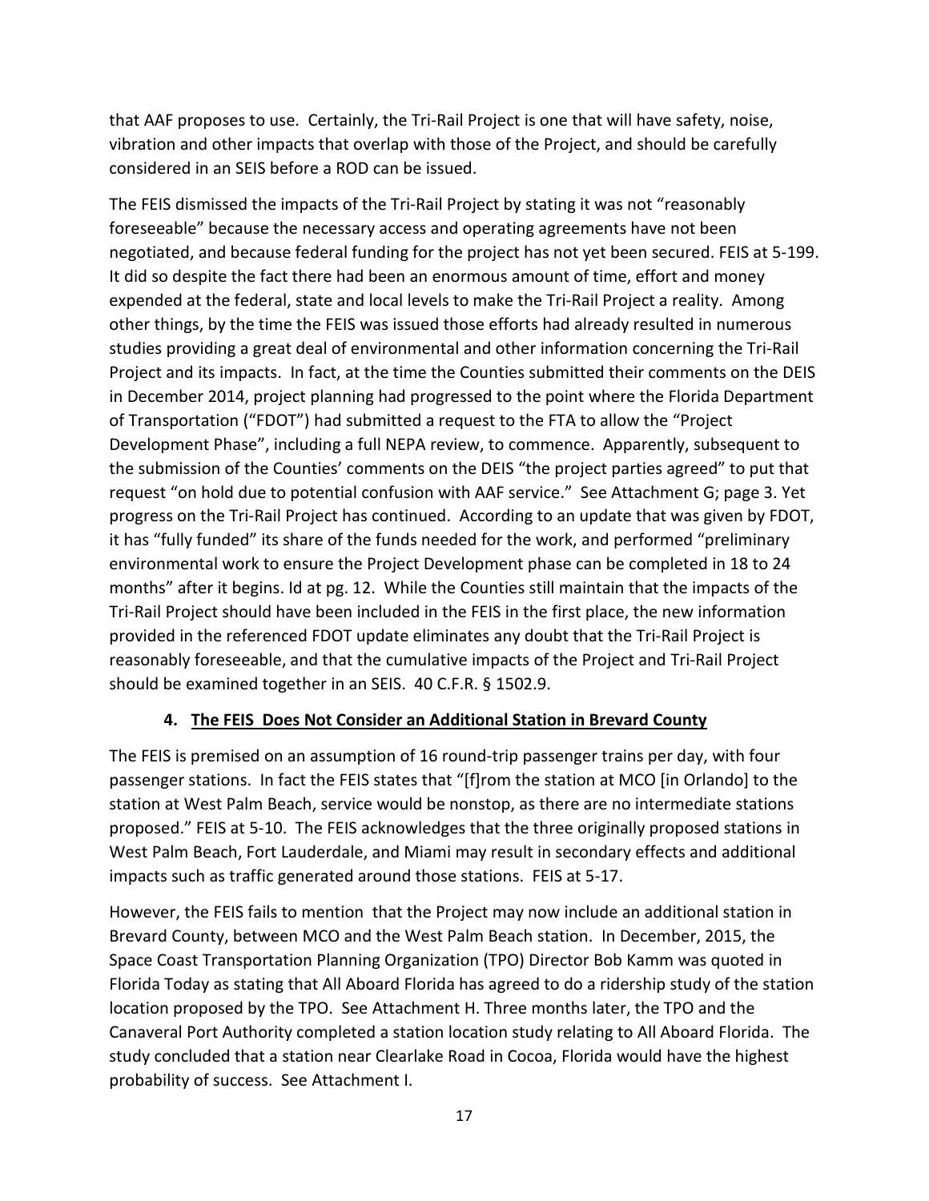that AAF proposes to use. Certainly, the Tri-Rail Project is one that will have safety, noise, vibration and other impacts that overlap with those of the Project, and should be carefully considered in an SEIS before a ROD can be issued.

The FEIS dismissed the impacts of the Tri-Rail Project by stating it was not "reasonably foreseeable" because the necessary access and operating agreements have not been negotiated, and because federal funding for the project has not yet been secured. FEIS at 5-199. It did so despite the fact there had been an enormous amount of time, effort and money expended at the federal, state and local levels to make the Tri-Rail Project a reality. Among other things, by the time the FEIS was issued those efforts had already resulted in numerous studies providing a great deal of environmental and other information concerning the Tri-Rail Project and its impacts. In fact, at the time the Counties submitted their comments on the DEIS in December 2014, project planning had progressed to the point where the Florida Department of Transportation ("FDOT") had submitted a request to the FTA to allow the "Project Development Phase", including a full NEPA review, to commence. Apparently, subsequent to the submission of the Counties' comments on the DEIS "the project parties agreed" to put that request "on hold due to potential confusion with AAF service." See Attachment G; page 3. Yet progress on the Tri-Rail Project has continued. According to an update that was given by FDOT, it has "fully funded" its share of the funds needed for the work, and performed "preliminary environmental work to ensure the Project Development phase can be completed in 18 to 24 months" after it begins. Id at pg. 12. While the Counties still maintain that the impacts of the Tri-Rail Project should have been included in the FEIS in the first place, the new information provided in the referenced FDOT update eliminates any doubt that the Tri-Rail Project is reasonably foreseeable, and that the cumulative impacts of the Project and Tri-Rail Project should be examined together in an SEIS. 40 C.F.R. § 1502.9.

#### 4. The FEIS Does Not Consider an Additional Station in Brevard County

The FEIS is premised on an assumption of 16 round-trip passenger trains per day, with four passenger stations. In fact the FEIS states that "[f]rom the station at MCO [in Orlando] to the station at West Palm Beach, service would be nonstop, as there are no intermediate stations proposed." FEIS at 5-10. The FEIS acknowledges that the three originally proposed stations in West Palm Beach, Fort Lauderdale, and Miami may result in secondary effects and additional impacts such as traffic generated around those stations. FEIS at 5-17.

However, the FEIS fails to mention that the Project may now include an additional station in Brevard County, between MCO and the West Palm Beach station. In December, 2015, the Space Coast Transportation Planning Organization (TPO) Director Bob Kamm was quoted in Florida Today as stating that All Aboard Florida has agreed to do a ridership study of the station location proposed by the TPO. See Attachment H. Three months later, the TPO and the Canaveral Port Authority completed a station location study relating to All Aboard Florida. The study concluded that a station near Clearlake Road in Cocoa, Florida would have the highest probability of success. See Attachment I.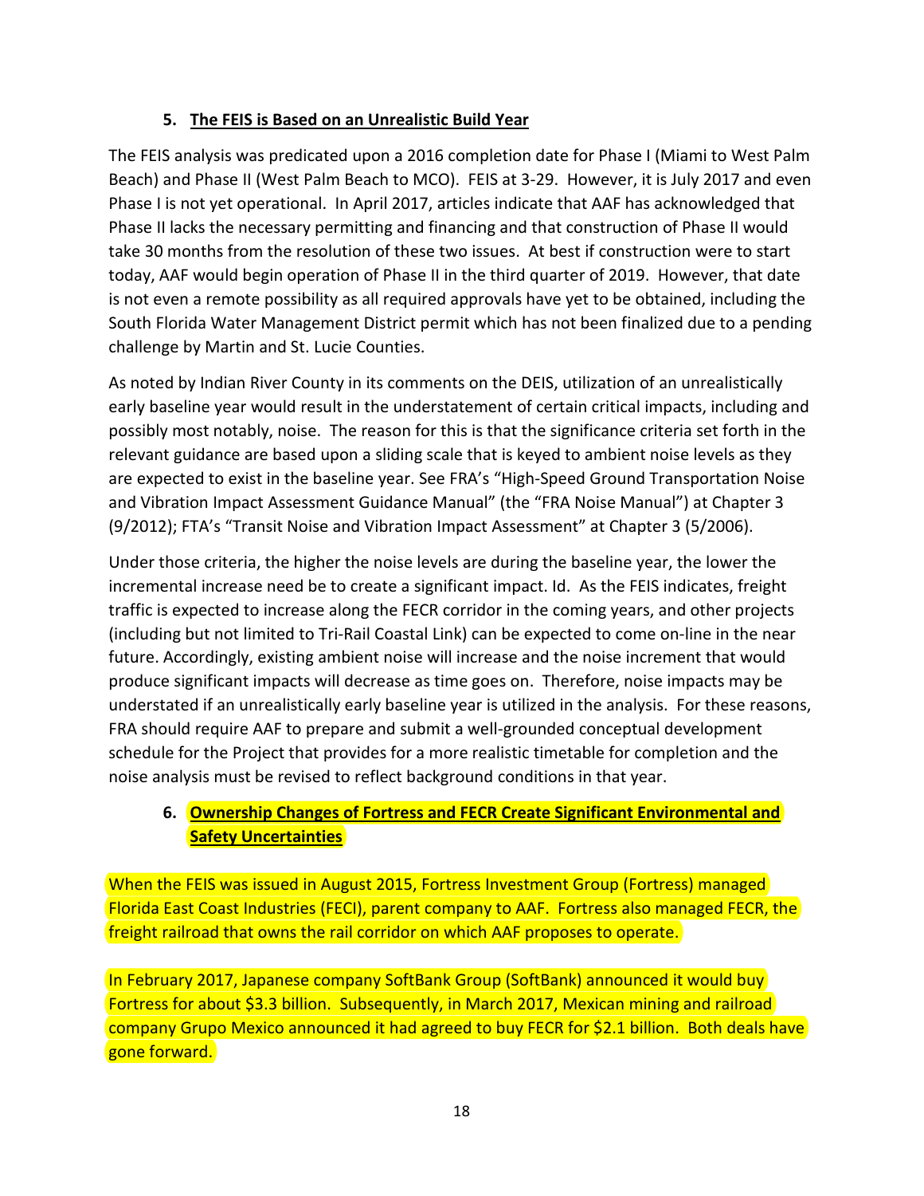### 5. The FEIS is Based on an Unrealistic Build Year

The FEIS analysis was predicated upon a 2016 completion date for Phase I (Miami to West Palm Beach) and Phase II (West Palm Beach to MCO). FEIS at 3-29. However, it is July 2017 and even Phase I is not yet operational. In April 2017, articles indicate that AAF has acknowledged that Phase II lacks the necessary permitting and financing and that construction of Phase II would take 30 months from the resolution of these two issues. At best if construction were to start today, AAF would begin operation of Phase II in the third quarter of 2019. However, that date is not even a remote possibility as all required approvals have yet to be obtained, including the South Florida Water Management District permit which has not been finalized due to a pending challenge by Martin and St. Lucie Counties.

As noted by Indian River County in its comments on the DEIS, utilization of an unrealistically early baseline year would result in the understatement of certain critical impacts, including and possibly most notably, noise. The reason for this is that the significance criteria set forth in the relevant guidance are based upon a sliding scale that is keyed to ambient noise levels as they are expected to exist in the baseline year. See FRA's "High-Speed Ground Transportation Noise and Vibration Impact Assessment Guidance Manual" (the "FRA Noise Manual") at Chapter 3 (9/2012); FTA's "Transit Noise and Vibration Impact Assessment" at Chapter 3 (5/2006).

Under those criteria, the higher the noise levels are during the baseline year, the lower the incremental increase need be to create a significant impact. Id. As the FEIS indicates, freight traffic is expected to increase along the FECR corridor in the coming years, and other projects (including but not limited to Tri-Rail Coastal Link) can be expected to come on-line in the near future. Accordingly, existing ambient noise will increase and the noise increment that would produce significant impacts will decrease as time goes on. Therefore, noise impacts may be understated if an unrealistically early baseline year is utilized in the analysis. For these reasons, FRA should require AAF to prepare and submit a well-grounded conceptual development schedule for the Project that provides for a more realistic timetable for completion and the noise analysis must be revised to reflect background conditions in that year.

### 6. Ownership Changes of Fortress and FECR Create Significant Environmental and Safety Uncertainties

When the FEIS was issued in August 2015, Fortress Investment Group (Fortress) managed Florida East Coast Industries (FECI), parent company to AAF. Fortress also managed FECR, the freight railroad that owns the rail corridor on which AAF proposes to operate.

In February 2017, Japanese company SoftBank Group (SoftBank) announced it would buy Fortress for about $3.3 billion. Subsequently, in March 2017, Mexican mining and railroad company Grupo Mexico announced it had agreed to buy FECR for $2.1 billion. Both deals have gone forward.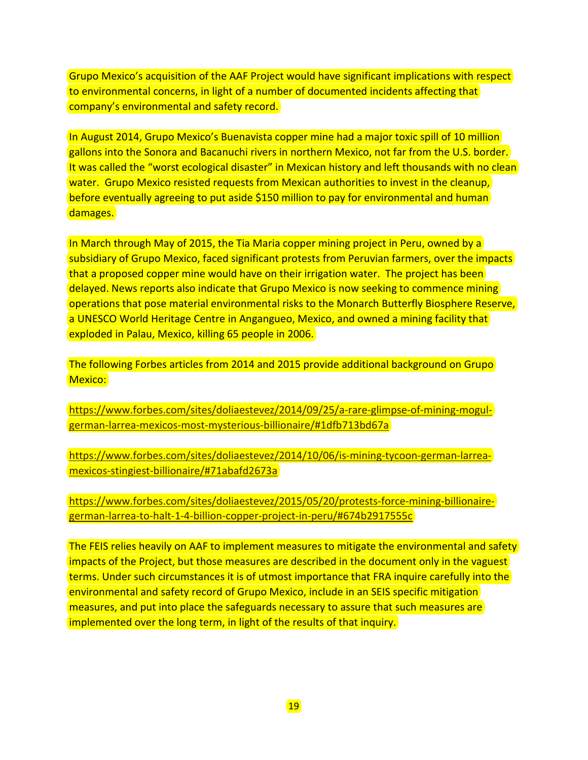Grupo Mexico's acquisition of the AAF Project would have significant implications with respect to environmental concerns, in light of a number of documented incidents affecting that company's environmental and safety record.

In August 2014, Grupo Mexico's Buenavista copper mine had a major toxic spill of 10 million gallons into the Sonora and Bacanuchi rivers in northern Mexico, not far from the U.S. border. It was called the "worst ecological disaster" in Mexican history and left thousands with no clean water. Grupo Mexico resisted requests from Mexican authorities to invest in the cleanup, before eventually agreeing to put aside $150 million to pay for environmental and human damages.

In March through May of 2015, the Tia Maria copper mining project in Peru, owned by a subsidiary of Grupo Mexico, faced significant protests from Peruvian farmers, over the impacts that a proposed copper mine would have on their irrigation water. The project has been delayed. News reports also indicate that Grupo Mexico is now seeking to commence mining operations that pose material environmental risks to the Monarch Butterfly Biosphere Reserve, a UNESCO World Heritage Centre in Angangueo, Mexico, and owned a mining facility that exploded in Palau, Mexico, killing 65 people in 2006.

The following Forbes articles from 2014 and 2015 provide additional background on Grupo Mexico:

https://www.forbes.com/sites/doliaestevez/2014/09/25/a-rare-glimpse-of-mining-mogul-german-larrea-mexicos-most-mysterious-billionaire/#1dfb713bd67a

https://www.forbes.com/sites/doliaestevez/2014/10/06/is-mining-tycoon-german-larrea-mexicos-stingiest-billionaire/#71abafd2673a

https://www.forbes.com/sites/doliaestevez/2015/05/20/protests-force-mining-billionaire-german-larrea-to-halt-1-4-billion-copper-project-in-peru/#674b2917555c

The FEIS relies heavily on AAF to implement measures to mitigate the environmental and safety impacts of the Project, but those measures are described in the document only in the vaguest terms. Under such circumstances it is of utmost importance that FRA inquire carefully into the environmental and safety record of Grupo Mexico, include in an SEIS specific mitigation measures, and put into place the safeguards necessary to assure that such measures are implemented over the long term, in light of the results of that inquiry.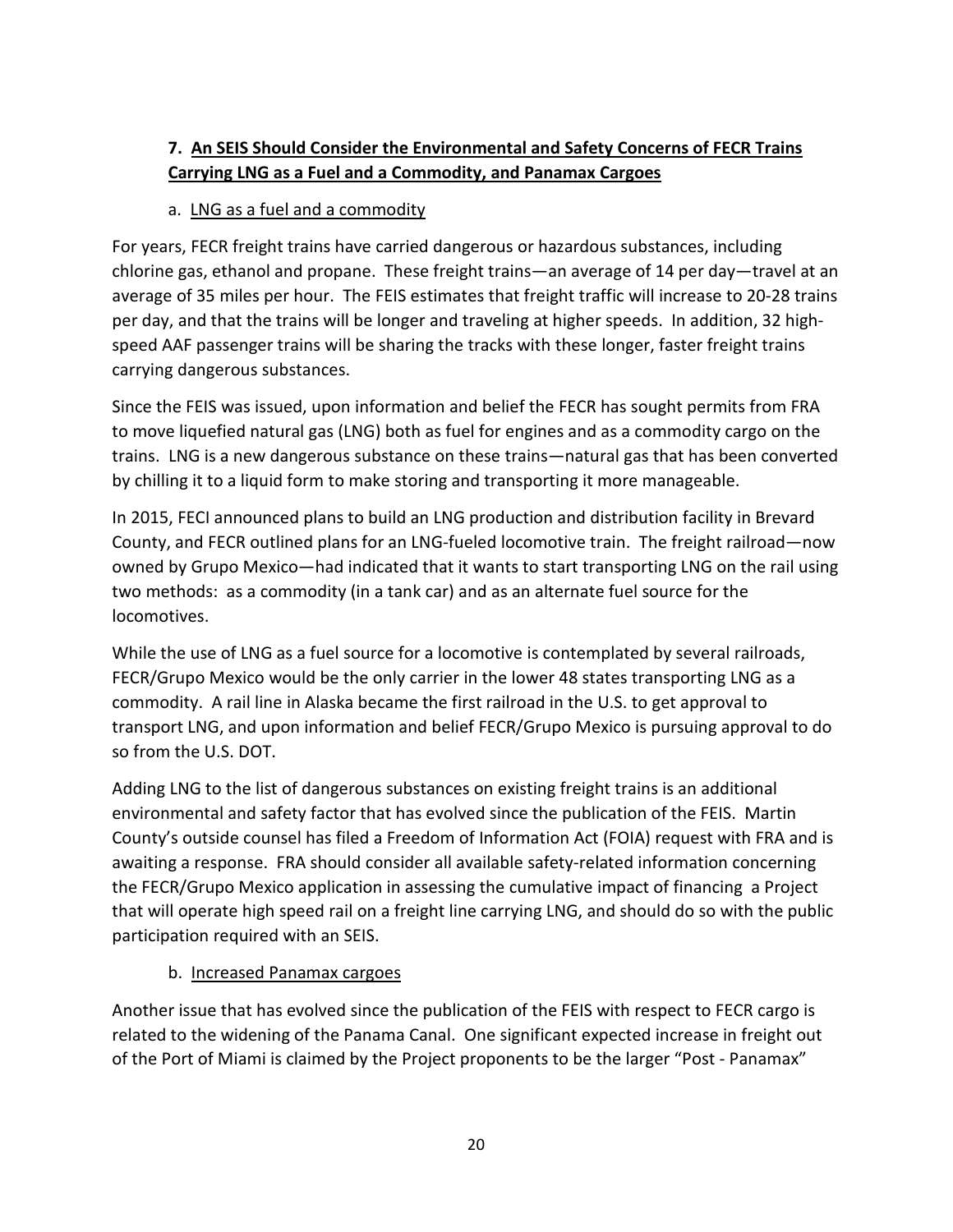### 7. <u>An SEIS Should Consider the Environmental and Safety Concerns of FECR Trains Carrying LNG as a Fuel and a Commodity, and Panamax Cargoes</u>

a. <u>LNG as a fuel and a commodity</u>

For years, FECR freight trains have carried dangerous or hazardous substances, including chlorine gas, ethanol and propane. These freight trains—an average of 14 per day—travel at an average of 35 miles per hour. The FEIS estimates that freight traffic will increase to 20-28 trains per day, and that the trains will be longer and traveling at higher speeds. In addition, 32 high-speed AAF passenger trains will be sharing the tracks with these longer, faster freight trains carrying dangerous substances.

Since the FEIS was issued, upon information and belief the FECR has sought permits from FRA to move liquefied natural gas (LNG) both as fuel for engines and as a commodity cargo on the trains. LNG is a new dangerous substance on these trains—natural gas that has been converted by chilling it to a liquid form to make storing and transporting it more manageable.

In 2015, FECI announced plans to build an LNG production and distribution facility in Brevard County, and FECR outlined plans for an LNG-fueled locomotive train. The freight railroad—now owned by Grupo Mexico—had indicated that it wants to start transporting LNG on the rail using two methods: as a commodity (in a tank car) and as an alternate fuel source for the locomotives.

While the use of LNG as a fuel source for a locomotive is contemplated by several railroads, FECR/Grupo Mexico would be the only carrier in the lower 48 states transporting LNG as a commodity. A rail line in Alaska became the first railroad in the U.S. to get approval to transport LNG, and upon information and belief FECR/Grupo Mexico is pursuing approval to do so from the U.S. DOT.

Adding LNG to the list of dangerous substances on existing freight trains is an additional environmental and safety factor that has evolved since the publication of the FEIS. Martin County's outside counsel has filed a Freedom of Information Act (FOIA) request with FRA and is awaiting a response. FRA should consider all available safety-related information concerning the FECR/Grupo Mexico application in assessing the cumulative impact of financing a Project that will operate high speed rail on a freight line carrying LNG, and should do so with the public participation required with an SEIS.

b. <u>Increased Panamax cargoes</u>

Another issue that has evolved since the publication of the FEIS with respect to FECR cargo is related to the widening of the Panama Canal. One significant expected increase in freight out of the Port of Miami is claimed by the Project proponents to be the larger "Post - Panamax"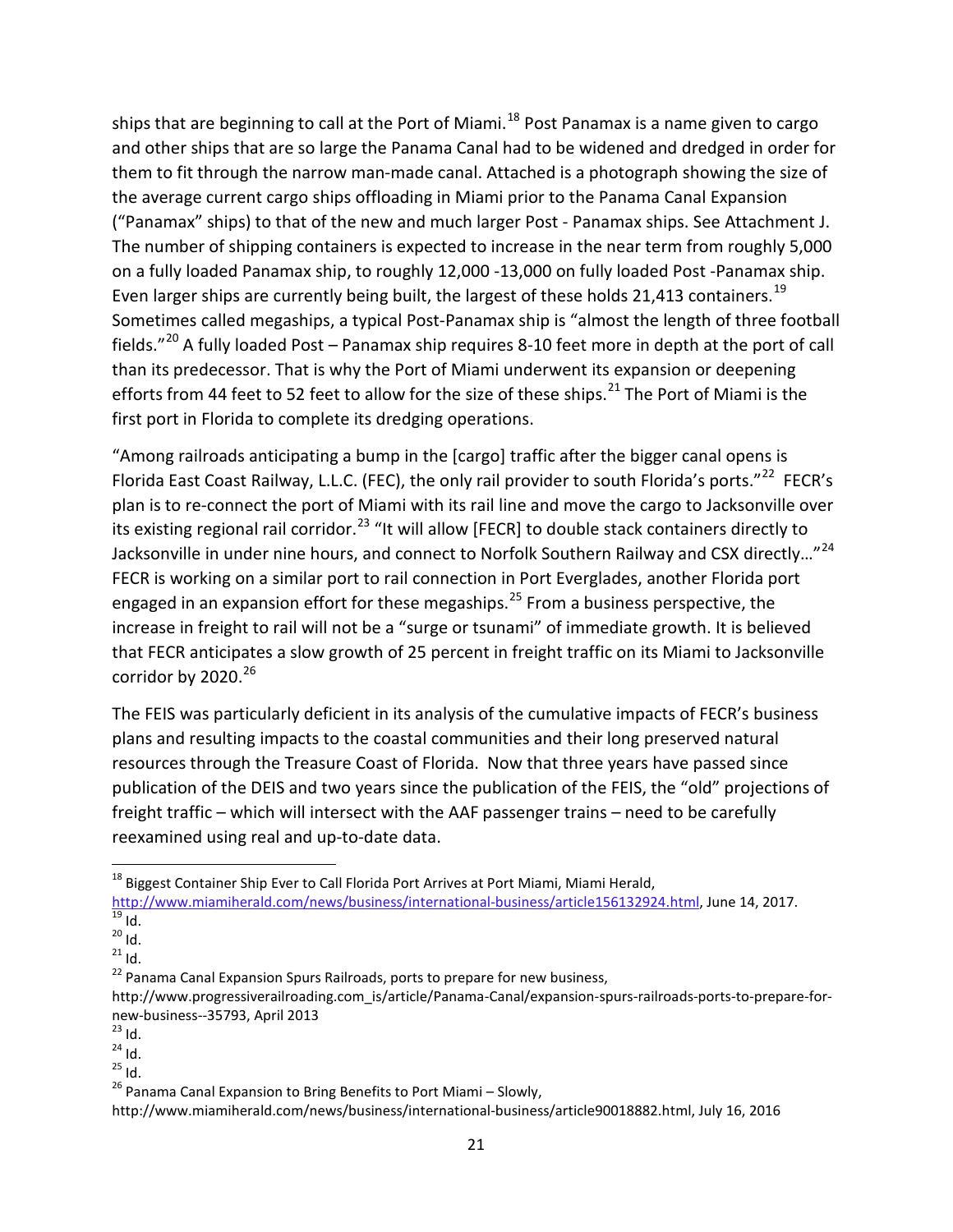ships that are beginning to call at the Port of Miami.[18] Post Panamax is a name given to cargo and other ships that are so large the Panama Canal had to be widened and dredged in order for them to fit through the narrow man-made canal. Attached is a photograph showing the size of the average current cargo ships offloading in Miami prior to the Panama Canal Expansion ("Panamax" ships) to that of the new and much larger Post - Panamax ships. See Attachment J. The number of shipping containers is expected to increase in the near term from roughly 5,000 on a fully loaded Panamax ship, to roughly 12,000 -13,000 on fully loaded Post -Panamax ship. Even larger ships are currently being built, the largest of these holds 21,413 containers.[19] Sometimes called megaships, a typical Post-Panamax ship is "almost the length of three football fields."[20] A fully loaded Post – Panamax ship requires 8-10 feet more in depth at the port of call than its predecessor. That is why the Port of Miami underwent its expansion or deepening efforts from 44 feet to 52 feet to allow for the size of these ships.[21] The Port of Miami is the first port in Florida to complete its dredging operations.

"Among railroads anticipating a bump in the [cargo] traffic after the bigger canal opens is Florida East Coast Railway, L.L.C. (FEC), the only rail provider to south Florida's ports."[22] FECR's plan is to re-connect the port of Miami with its rail line and move the cargo to Jacksonville over its existing regional rail corridor.[23] "It will allow [FECR] to double stack containers directly to Jacksonville in under nine hours, and connect to Norfolk Southern Railway and CSX directly…"[24] FECR is working on a similar port to rail connection in Port Everglades, another Florida port engaged in an expansion effort for these megaships.[25] From a business perspective, the increase in freight to rail will not be a "surge or tsunami" of immediate growth. It is believed that FECR anticipates a slow growth of 25 percent in freight traffic on its Miami to Jacksonville corridor by 2020.[26]

The FEIS was particularly deficient in its analysis of the cumulative impacts of FECR's business plans and resulting impacts to the coastal communities and their long preserved natural resources through the Treasure Coast of Florida. Now that three years have passed since publication of the DEIS and two years since the publication of the FEIS, the "old" projections of freight traffic – which will intersect with the AAF passenger trains – need to be carefully reexamined using real and up-to-date data.

---

[18] Biggest Container Ship Ever to Call Florida Port Arrives at Port Miami, Miami Herald, http://www.miamiherald.com/news/business/international-business/article156132924.html, June 14, 2017.

[19] Id.

[20] Id.

[21] Id.

[22] Panama Canal Expansion Spurs Railroads, ports to prepare for new business, http://www.progressiverailroading.com_is/article/Panama-Canal/expansion-spurs-railroads-ports-to-prepare-for-new-business--35793, April 2013

[23] Id.

[24] Id.

[25] Id.

[26] Panama Canal Expansion to Bring Benefits to Port Miami – Slowly, http://www.miamiherald.com/news/business/international-business/article90018882.html, July 16, 2016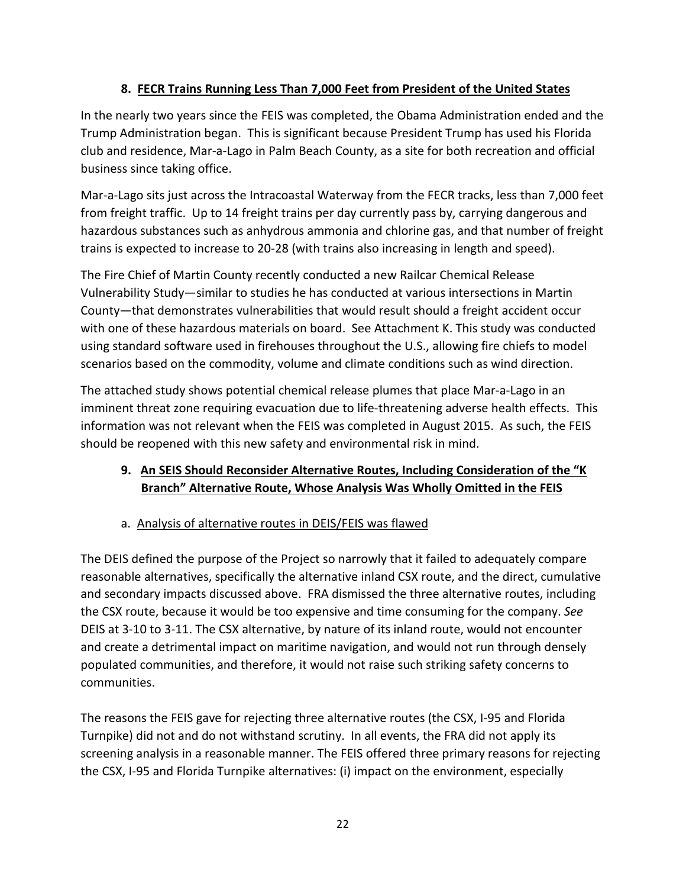## 8. <u>FECR Trains Running Less Than 7,000 Feet from President of the United States</u>

In the nearly two years since the FEIS was completed, the Obama Administration ended and the Trump Administration began. This is significant because President Trump has used his Florida club and residence, Mar-a-Lago in Palm Beach County, as a site for both recreation and official business since taking office.

Mar-a-Lago sits just across the Intracoastal Waterway from the FECR tracks, less than 7,000 feet from freight traffic. Up to 14 freight trains per day currently pass by, carrying dangerous and hazardous substances such as anhydrous ammonia and chlorine gas, and that number of freight trains is expected to increase to 20-28 (with trains also increasing in length and speed).

The Fire Chief of Martin County recently conducted a new Railcar Chemical Release Vulnerability Study—similar to studies he has conducted at various intersections in Martin County—that demonstrates vulnerabilities that would result should a freight accident occur with one of these hazardous materials on board. See Attachment K. This study was conducted using standard software used in firehouses throughout the U.S., allowing fire chiefs to model scenarios based on the commodity, volume and climate conditions such as wind direction.

The attached study shows potential chemical release plumes that place Mar-a-Lago in an imminent threat zone requiring evacuation due to life-threatening adverse health effects. This information was not relevant when the FEIS was completed in August 2015. As such, the FEIS should be reopened with this new safety and environmental risk in mind.

## 9. <u>An SEIS Should Reconsider Alternative Routes, Including Consideration of the "K Branch" Alternative Route, Whose Analysis Was Wholly Omitted in the FEIS</u>

### a. <u>Analysis of alternative routes in DEIS/FEIS was flawed</u>

The DEIS defined the purpose of the Project so narrowly that it failed to adequately compare reasonable alternatives, specifically the alternative inland CSX route, and the direct, cumulative and secondary impacts discussed above. FRA dismissed the three alternative routes, including the CSX route, because it would be too expensive and time consuming for the company. *See* DEIS at 3-10 to 3-11. The CSX alternative, by nature of its inland route, would not encounter and create a detrimental impact on maritime navigation, and would not run through densely populated communities, and therefore, it would not raise such striking safety concerns to communities.

The reasons the FEIS gave for rejecting three alternative routes (the CSX, I-95 and Florida Turnpike) did not and do not withstand scrutiny. In all events, the FRA did not apply its screening analysis in a reasonable manner. The FEIS offered three primary reasons for rejecting the CSX, I-95 and Florida Turnpike alternatives: (i) impact on the environment, especially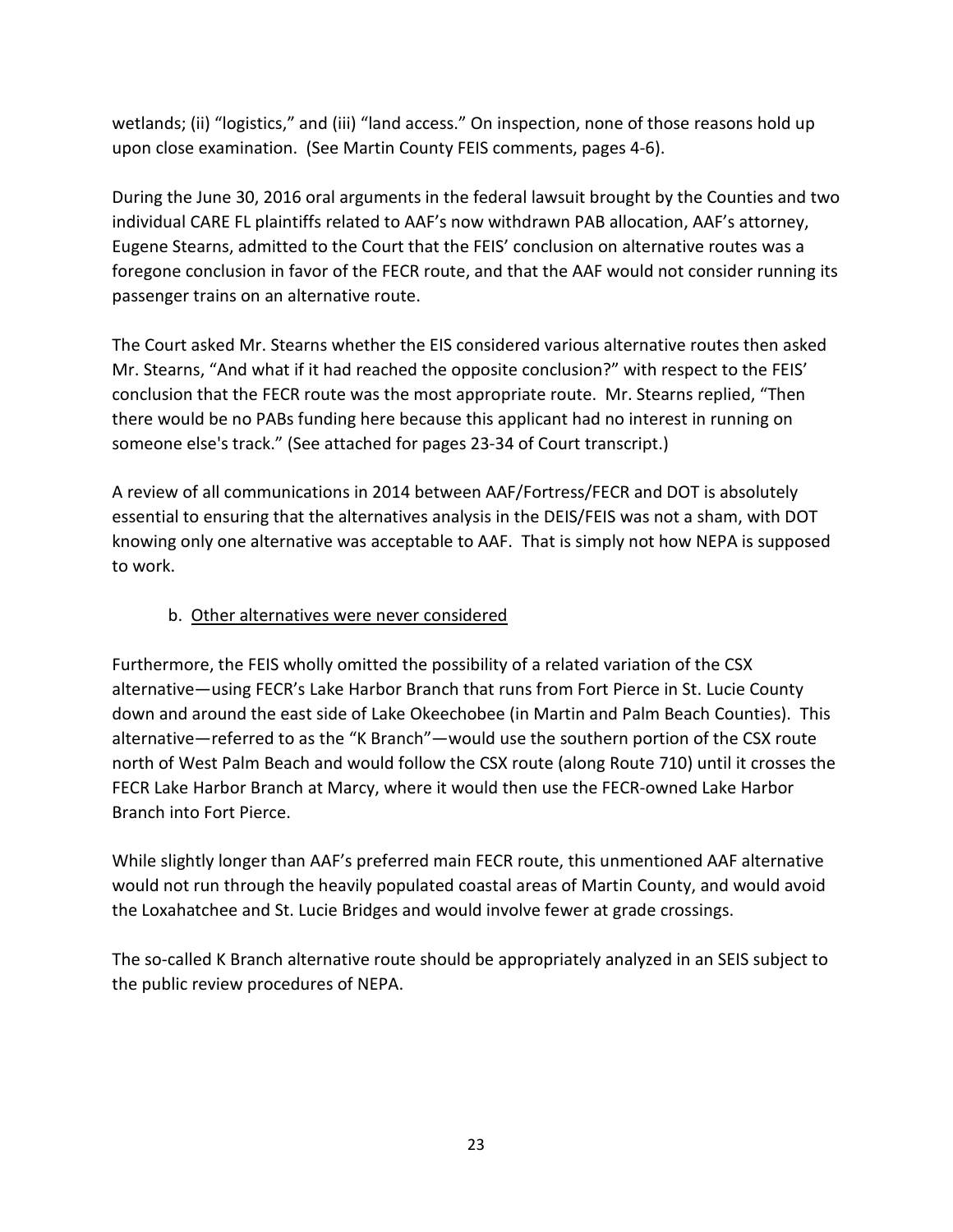wetlands; (ii) "logistics," and (iii) "land access." On inspection, none of those reasons hold up upon close examination. (See Martin County FEIS comments, pages 4-6).

During the June 30, 2016 oral arguments in the federal lawsuit brought by the Counties and two individual CARE FL plaintiffs related to AAF's now withdrawn PAB allocation, AAF's attorney, Eugene Stearns, admitted to the Court that the FEIS' conclusion on alternative routes was a foregone conclusion in favor of the FECR route, and that the AAF would not consider running its passenger trains on an alternative route.

The Court asked Mr. Stearns whether the EIS considered various alternative routes then asked Mr. Stearns, "And what if it had reached the opposite conclusion?" with respect to the FEIS' conclusion that the FECR route was the most appropriate route. Mr. Stearns replied, "Then there would be no PABs funding here because this applicant had no interest in running on someone else's track." (See attached for pages 23-34 of Court transcript.)

A review of all communications in 2014 between AAF/Fortress/FECR and DOT is absolutely essential to ensuring that the alternatives analysis in the DEIS/FEIS was not a sham, with DOT knowing only one alternative was acceptable to AAF. That is simply not how NEPA is supposed to work.

b. Other alternatives were never considered

Furthermore, the FEIS wholly omitted the possibility of a related variation of the CSX alternative—using FECR's Lake Harbor Branch that runs from Fort Pierce in St. Lucie County down and around the east side of Lake Okeechobee (in Martin and Palm Beach Counties). This alternative—referred to as the "K Branch"—would use the southern portion of the CSX route north of West Palm Beach and would follow the CSX route (along Route 710) until it crosses the FECR Lake Harbor Branch at Marcy, where it would then use the FECR-owned Lake Harbor Branch into Fort Pierce.

While slightly longer than AAF's preferred main FECR route, this unmentioned AAF alternative would not run through the heavily populated coastal areas of Martin County, and would avoid the Loxahatchee and St. Lucie Bridges and would involve fewer at grade crossings.

The so-called K Branch alternative route should be appropriately analyzed in an SEIS subject to the public review procedures of NEPA.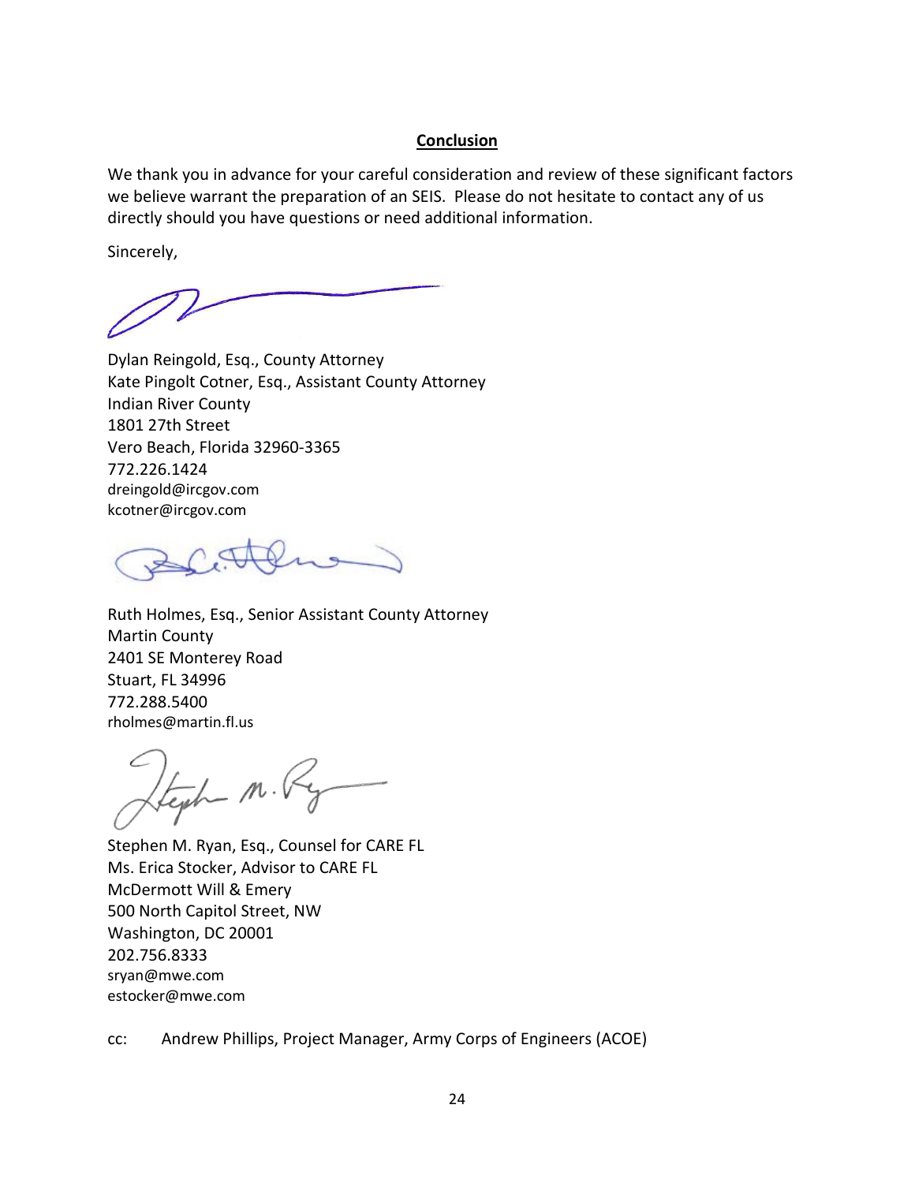## Conclusion

We thank you in advance for your careful consideration and review of these significant factors we believe warrant the preparation of an SEIS. Please do not hesitate to contact any of us directly should you have questions or need additional information.

Sincerely,

Dylan Reingold, Esq., County Attorney
Kate Pingolt Cotner, Esq., Assistant County Attorney
Indian River County
1801 27th Street
Vero Beach, Florida 32960-3365
772.226.1424
dreingold@ircgov.com
kcotner@ircgov.com

Ruth Holmes, Esq., Senior Assistant County Attorney
Martin County
2401 SE Monterey Road
Stuart, FL 34996
772.288.5400
rholmes@martin.fl.us

Stephen M. Ryan, Esq., Counsel for CARE FL
Ms. Erica Stocker, Advisor to CARE FL
McDermott Will & Emery
500 North Capitol Street, NW
Washington, DC 20001
202.756.8333
sryan@mwe.com
estocker@mwe.com

cc: Andrew Phillips, Project Manager, Army Corps of Engineers (ACOE)